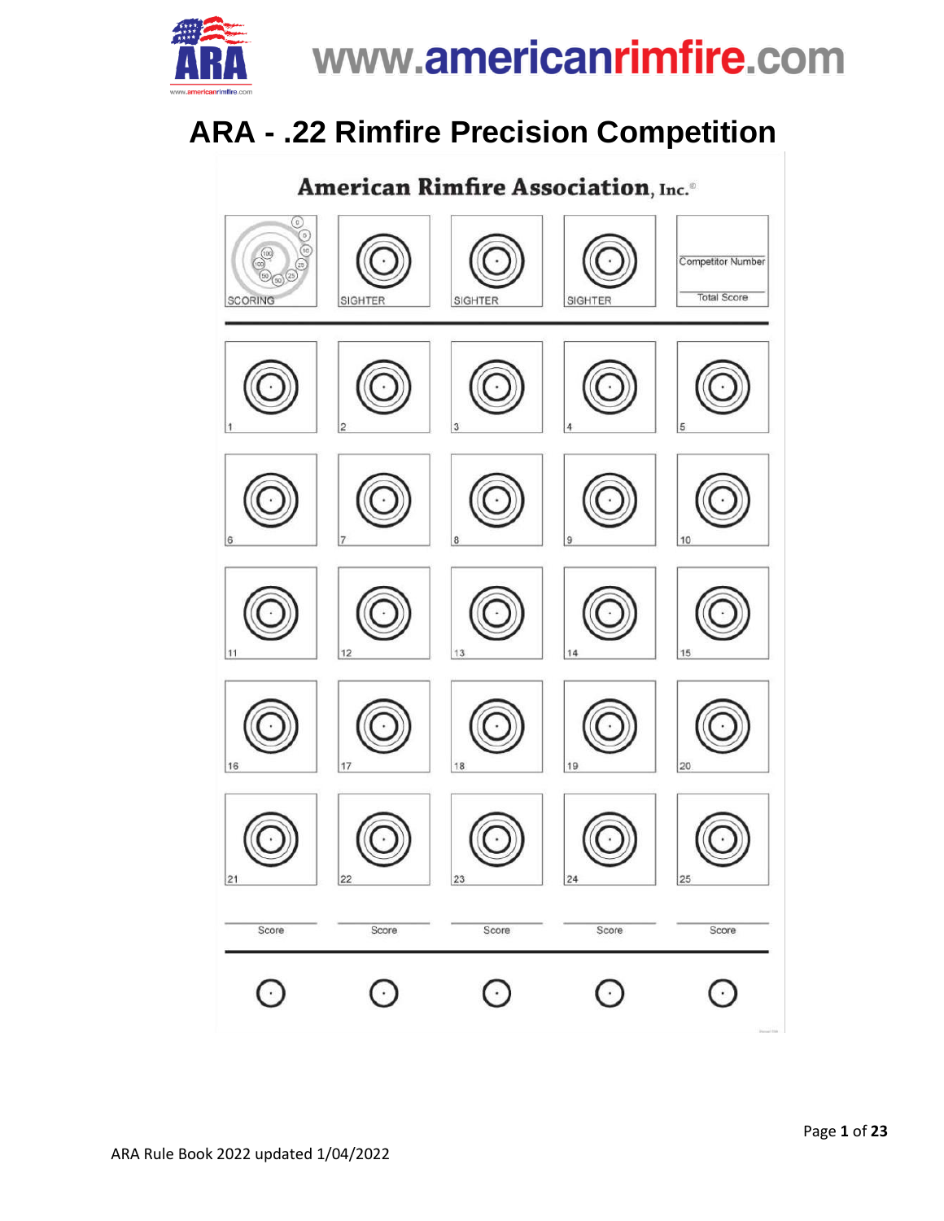www.americanrimfire.com

# ARA - .22 Rimfire Precision Competition

## American Rimfire Association, Inc.©

SCORING 0 0 10 100 100 25 50 50 25 25

SIGHTER SIGHTER SIGHTER

Competitor Number

Total Score

1 2 3 4 5

6 7 8 9 10

11 12 13 14 15

16 17 18 19 20

21 22 23 24 25

Score Score Score Score Score

ARA Rule Book 2022 updated 1/04/2022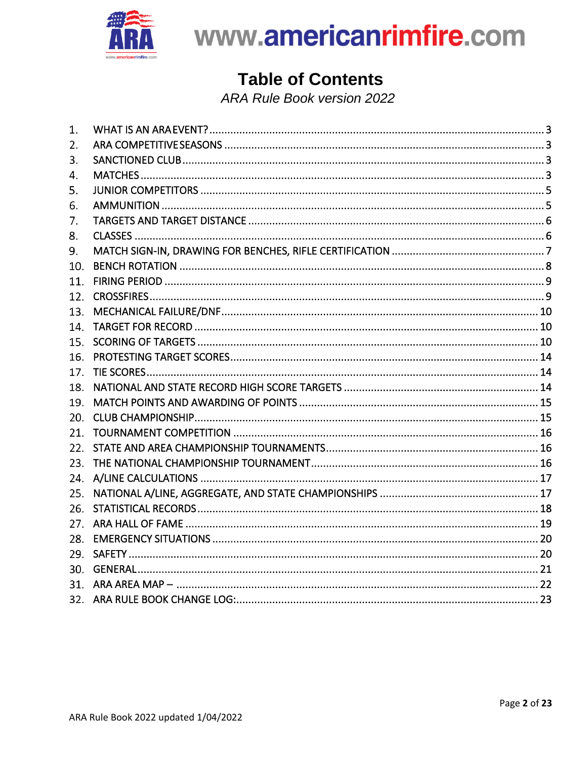www.americanrimfire.com

# Table of Contents

*ARA Rule Book version 2022*

1. WHAT IS AN ARA EVENT? ..... 3
2. ARA COMPETITIVE SEASONS ..... 3
3. SANCTIONED CLUB ..... 3
4. MATCHES ..... 3
5. JUNIOR COMPETITORS ..... 5
6. AMMUNITION ..... 5
7. TARGETS AND TARGET DISTANCE ..... 6
8. CLASSES ..... 6
9. MATCH SIGN-IN, DRAWING FOR BENCHES, RIFLE CERTIFICATION ..... 7
10. BENCH ROTATION ..... 8
11. FIRING PERIOD ..... 9
12. CROSSFIRES ..... 9
13. MECHANICAL FAILURE/DNF ..... 10
14. TARGET FOR RECORD ..... 10
15. SCORING OF TARGETS ..... 10
16. PROTESTING TARGET SCORES ..... 14
17. TIE SCORES ..... 14
18. NATIONAL AND STATE RECORD HIGH SCORE TARGETS ..... 14
19. MATCH POINTS AND AWARDING OF POINTS ..... 15
20. CLUB CHAMPIONSHIP ..... 15
21. TOURNAMENT COMPETITION ..... 16
22. STATE AND AREA CHAMPIONSHIP TOURNAMENTS ..... 16
23. THE NATIONAL CHAMPIONSHIP TOURNAMENT ..... 16
24. A/LINE CALCULATIONS ..... 17
25. NATIONAL A/LINE, AGGREGATE, AND STATE CHAMPIONSHIPS ..... 17
26. STATISTICAL RECORDS ..... 18
27. ARA HALL OF FAME ..... 19
28. EMERGENCY SITUATIONS ..... 20
29. SAFETY ..... 20
30. GENERAL ..... 21
31. ARA AREA MAP – ..... 22
32. ARA RULE BOOK CHANGE LOG: ..... 23

ARA Rule Book 2022 updated 1/04/2022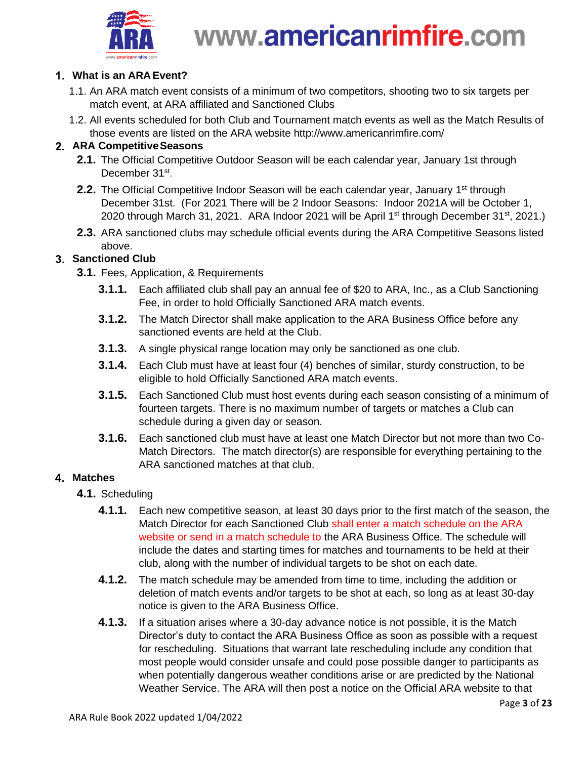## 1. What is an ARA Event?

1.1. An ARA match event consists of a minimum of two competitors, shooting two to six targets per match event, at ARA affiliated and Sanctioned Clubs

1.2. All events scheduled for both Club and Tournament match events as well as the Match Results of those events are listed on the ARA website http://www.americanrimfire.com/

## 2. ARA Competitive Seasons

**2.1.** The Official Competitive Outdoor Season will be each calendar year, January 1st through December 31st.

**2.2.** The Official Competitive Indoor Season will be each calendar year, January 1st through December 31st. (For 2021 There will be 2 Indoor Seasons: Indoor 2021A will be October 1, 2020 through March 31, 2021. ARA Indoor 2021 will be April 1st through December 31st, 2021.)

**2.3.** ARA sanctioned clubs may schedule official events during the ARA Competitive Seasons listed above.

## 3. Sanctioned Club

**3.1.** Fees, Application, & Requirements

**3.1.1.** Each affiliated club shall pay an annual fee of $20 to ARA, Inc., as a Club Sanctioning Fee, in order to hold Officially Sanctioned ARA match events.

**3.1.2.** The Match Director shall make application to the ARA Business Office before any sanctioned events are held at the Club.

**3.1.3.** A single physical range location may only be sanctioned as one club.

**3.1.4.** Each Club must have at least four (4) benches of similar, sturdy construction, to be eligible to hold Officially Sanctioned ARA match events.

**3.1.5.** Each Sanctioned Club must host events during each season consisting of a minimum of fourteen targets. There is no maximum number of targets or matches a Club can schedule during a given day or season.

**3.1.6.** Each sanctioned club must have at least one Match Director but not more than two Co-Match Directors. The match director(s) are responsible for everything pertaining to the ARA sanctioned matches at that club.

## 4. Matches

**4.1.** Scheduling

**4.1.1.** Each new competitive season, at least 30 days prior to the first match of the season, the Match Director for each Sanctioned Club shall enter a match schedule on the ARA website or send in a match schedule to the ARA Business Office. The schedule will include the dates and starting times for matches and tournaments to be held at their club, along with the number of individual targets to be shot on each date.

**4.1.2.** The match schedule may be amended from time to time, including the addition or deletion of match events and/or targets to be shot at each, so long as at least 30-day notice is given to the ARA Business Office.

**4.1.3.** If a situation arises where a 30-day advance notice is not possible, it is the Match Director's duty to contact the ARA Business Office as soon as possible with a request for rescheduling. Situations that warrant late rescheduling include any condition that most people would consider unsafe and could pose possible danger to participants as when potentially dangerous weather conditions arise or are predicted by the National Weather Service. The ARA will then post a notice on the Official ARA website to that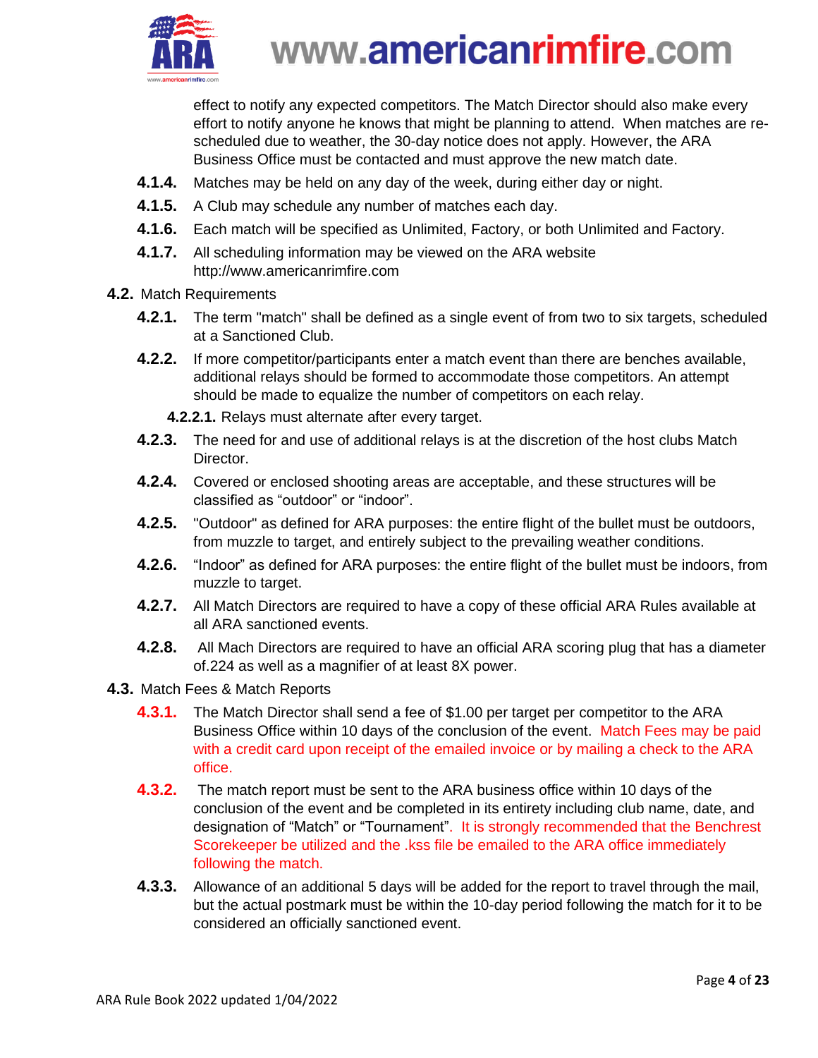effect to notify any expected competitors. The Match Director should also make every effort to notify anyone he knows that might be planning to attend. When matches are re-scheduled due to weather, the 30-day notice does not apply. However, the ARA Business Office must be contacted and must approve the new match date.

**4.1.4.** Matches may be held on any day of the week, during either day or night.

**4.1.5.** A Club may schedule any number of matches each day.

**4.1.6.** Each match will be specified as Unlimited, Factory, or both Unlimited and Factory.

**4.1.7.** All scheduling information may be viewed on the ARA website http://www.americanrimfire.com

**4.2.** Match Requirements

**4.2.1.** The term "match" shall be defined as a single event of from two to six targets, scheduled at a Sanctioned Club.

**4.2.2.** If more competitor/participants enter a match event than there are benches available, additional relays should be formed to accommodate those competitors. An attempt should be made to equalize the number of competitors on each relay.

**4.2.2.1.** Relays must alternate after every target.

**4.2.3.** The need for and use of additional relays is at the discretion of the host clubs Match Director.

**4.2.4.** Covered or enclosed shooting areas are acceptable, and these structures will be classified as "outdoor" or "indoor".

**4.2.5.** "Outdoor" as defined for ARA purposes: the entire flight of the bullet must be outdoors, from muzzle to target, and entirely subject to the prevailing weather conditions.

**4.2.6.** "Indoor" as defined for ARA purposes: the entire flight of the bullet must be indoors, from muzzle to target.

**4.2.7.** All Match Directors are required to have a copy of these official ARA Rules available at all ARA sanctioned events.

**4.2.8.** All Mach Directors are required to have an official ARA scoring plug that has a diameter of.224 as well as a magnifier of at least 8X power.

**4.3.** Match Fees & Match Reports

**4.3.1.** The Match Director shall send a fee of $1.00 per target per competitor to the ARA Business Office within 10 days of the conclusion of the event. Match Fees may be paid with a credit card upon receipt of the emailed invoice or by mailing a check to the ARA office.

**4.3.2.** The match report must be sent to the ARA business office within 10 days of the conclusion of the event and be completed in its entirety including club name, date, and designation of "Match" or "Tournament". It is strongly recommended that the Benchrest Scorekeeper be utilized and the .kss file be emailed to the ARA office immediately following the match.

**4.3.3.** Allowance of an additional 5 days will be added for the report to travel through the mail, but the actual postmark must be within the 10-day period following the match for it to be considered an officially sanctioned event.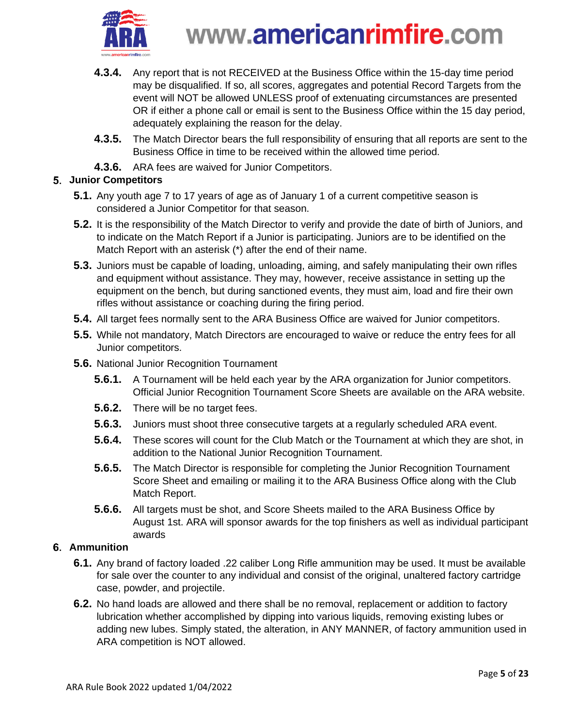**4.3.4.** Any report that is not RECEIVED at the Business Office within the 15-day time period may be disqualified. If so, all scores, aggregates and potential Record Targets from the event will NOT be allowed UNLESS proof of extenuating circumstances are presented OR if either a phone call or email is sent to the Business Office within the 15 day period, adequately explaining the reason for the delay.

**4.3.5.** The Match Director bears the full responsibility of ensuring that all reports are sent to the Business Office in time to be received within the allowed time period.

**4.3.6.** ARA fees are waived for Junior Competitors.

## 5. Junior Competitors

**5.1.** Any youth age 7 to 17 years of age as of January 1 of a current competitive season is considered a Junior Competitor for that season.

**5.2.** It is the responsibility of the Match Director to verify and provide the date of birth of Juniors, and to indicate on the Match Report if a Junior is participating. Juniors are to be identified on the Match Report with an asterisk (*) after the end of their name.

**5.3.** Juniors must be capable of loading, unloading, aiming, and safely manipulating their own rifles and equipment without assistance. They may, however, receive assistance in setting up the equipment on the bench, but during sanctioned events, they must aim, load and fire their own rifles without assistance or coaching during the firing period.

**5.4.** All target fees normally sent to the ARA Business Office are waived for Junior competitors.

**5.5.** While not mandatory, Match Directors are encouraged to waive or reduce the entry fees for all Junior competitors.

**5.6.** National Junior Recognition Tournament

**5.6.1.** A Tournament will be held each year by the ARA organization for Junior competitors. Official Junior Recognition Tournament Score Sheets are available on the ARA website.

**5.6.2.** There will be no target fees.

**5.6.3.** Juniors must shoot three consecutive targets at a regularly scheduled ARA event.

**5.6.4.** These scores will count for the Club Match or the Tournament at which they are shot, in addition to the National Junior Recognition Tournament.

**5.6.5.** The Match Director is responsible for completing the Junior Recognition Tournament Score Sheet and emailing or mailing it to the ARA Business Office along with the Club Match Report.

**5.6.6.** All targets must be shot, and Score Sheets mailed to the ARA Business Office by August 1st. ARA will sponsor awards for the top finishers as well as individual participant awards

## 6. Ammunition

**6.1.** Any brand of factory loaded .22 caliber Long Rifle ammunition may be used. It must be available for sale over the counter to any individual and consist of the original, unaltered factory cartridge case, powder, and projectile.

**6.2.** No hand loads are allowed and there shall be no removal, replacement or addition to factory lubrication whether accomplished by dipping into various liquids, removing existing lubes or adding new lubes. Simply stated, the alteration, in ANY MANNER, of factory ammunition used in ARA competition is NOT allowed.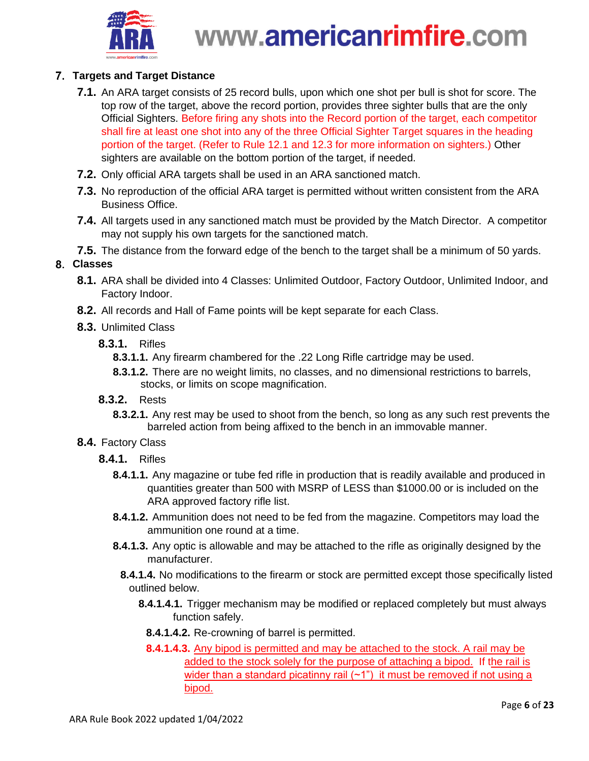## 7. Targets and Target Distance

**7.1.** An ARA target consists of 25 record bulls, upon which one shot per bull is shot for score. The top row of the target, above the record portion, provides three sighter bulls that are the only Official Sighters. Before firing any shots into the Record portion of the target, each competitor shall fire at least one shot into any of the three Official Sighter Target squares in the heading portion of the target. (Refer to Rule 12.1 and 12.3 for more information on sighters.) Other sighters are available on the bottom portion of the target, if needed.

**7.2.** Only official ARA targets shall be used in an ARA sanctioned match.

**7.3.** No reproduction of the official ARA target is permitted without written consistent from the ARA Business Office.

**7.4.** All targets used in any sanctioned match must be provided by the Match Director. A competitor may not supply his own targets for the sanctioned match.

**7.5.** The distance from the forward edge of the bench to the target shall be a minimum of 50 yards.

## 8. Classes

**8.1.** ARA shall be divided into 4 Classes: Unlimited Outdoor, Factory Outdoor, Unlimited Indoor, and Factory Indoor.

**8.2.** All records and Hall of Fame points will be kept separate for each Class.

**8.3.** Unlimited Class

**8.3.1.** Rifles

**8.3.1.1.** Any firearm chambered for the .22 Long Rifle cartridge may be used.

**8.3.1.2.** There are no weight limits, no classes, and no dimensional restrictions to barrels, stocks, or limits on scope magnification.

**8.3.2.** Rests

**8.3.2.1.** Any rest may be used to shoot from the bench, so long as any such rest prevents the barreled action from being affixed to the bench in an immovable manner.

**8.4.** Factory Class

**8.4.1.** Rifles

**8.4.1.1.** Any magazine or tube fed rifle in production that is readily available and produced in quantities greater than 500 with MSRP of LESS than $1000.00 or is included on the ARA approved factory rifle list.

**8.4.1.2.** Ammunition does not need to be fed from the magazine. Competitors may load the ammunition one round at a time.

**8.4.1.3.** Any optic is allowable and may be attached to the rifle as originally designed by the manufacturer.

**8.4.1.4.** No modifications to the firearm or stock are permitted except those specifically listed outlined below.

**8.4.1.4.1.** Trigger mechanism may be modified or replaced completely but must always function safely.

**8.4.1.4.2.** Re-crowning of barrel is permitted.

**8.4.1.4.3.** Any bipod is permitted and may be attached to the stock. A rail may be added to the stock solely for the purpose of attaching a bipod. If the rail is wider than a standard picatinny rail (~1") it must be removed if not using a bipod.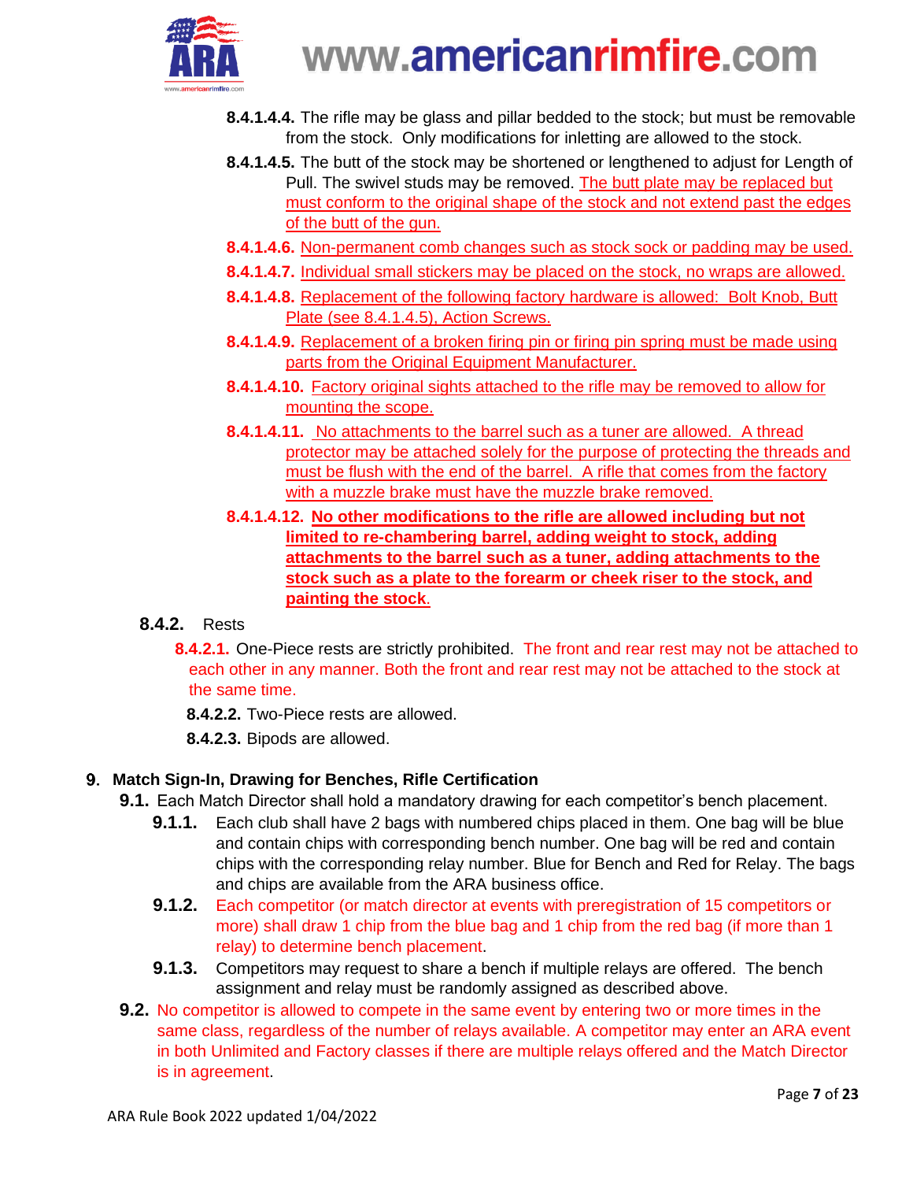**8.4.1.4.4.** The rifle may be glass and pillar bedded to the stock; but must be removable from the stock. Only modifications for inletting are allowed to the stock.

**8.4.1.4.5.** The butt of the stock may be shortened or lengthened to adjust for Length of Pull. The swivel studs may be removed. The butt plate may be replaced but must conform to the original shape of the stock and not extend past the edges of the butt of the gun.

**8.4.1.4.6.** Non-permanent comb changes such as stock sock or padding may be used.

**8.4.1.4.7.** Individual small stickers may be placed on the stock, no wraps are allowed.

**8.4.1.4.8.** Replacement of the following factory hardware is allowed: Bolt Knob, Butt Plate (see 8.4.1.4.5), Action Screws.

**8.4.1.4.9.** Replacement of a broken firing pin or firing pin spring must be made using parts from the Original Equipment Manufacturer.

**8.4.1.4.10.** Factory original sights attached to the rifle may be removed to allow for mounting the scope.

**8.4.1.4.11.** No attachments to the barrel such as a tuner are allowed. A thread protector may be attached solely for the purpose of protecting the threads and must be flush with the end of the barrel. A rifle that comes from the factory with a muzzle brake must have the muzzle brake removed.

**8.4.1.4.12.** **No other modifications to the rifle are allowed including but not limited to re-chambering barrel, adding weight to stock, adding attachments to the barrel such as a tuner, adding attachments to the stock such as a plate to the forearm or cheek riser to the stock, and painting the stock.**

**8.4.2.** Rests

**8.4.2.1.** One-Piece rests are strictly prohibited. The front and rear rest may not be attached to each other in any manner. Both the front and rear rest may not be attached to the stock at the same time.

**8.4.2.2.** Two-Piece rests are allowed.

**8.4.2.3.** Bipods are allowed.

## 9. Match Sign-In, Drawing for Benches, Rifle Certification

**9.1.** Each Match Director shall hold a mandatory drawing for each competitor's bench placement.

**9.1.1.** Each club shall have 2 bags with numbered chips placed in them. One bag will be blue and contain chips with corresponding bench number. One bag will be red and contain chips with the corresponding relay number. Blue for Bench and Red for Relay. The bags and chips are available from the ARA business office.

**9.1.2.** Each competitor (or match director at events with preregistration of 15 competitors or more) shall draw 1 chip from the blue bag and 1 chip from the red bag (if more than 1 relay) to determine bench placement.

**9.1.3.** Competitors may request to share a bench if multiple relays are offered. The bench assignment and relay must be randomly assigned as described above.

**9.2.** No competitor is allowed to compete in the same event by entering two or more times in the same class, regardless of the number of relays available. A competitor may enter an ARA event in both Unlimited and Factory classes if there are multiple relays offered and the Match Director is in agreement.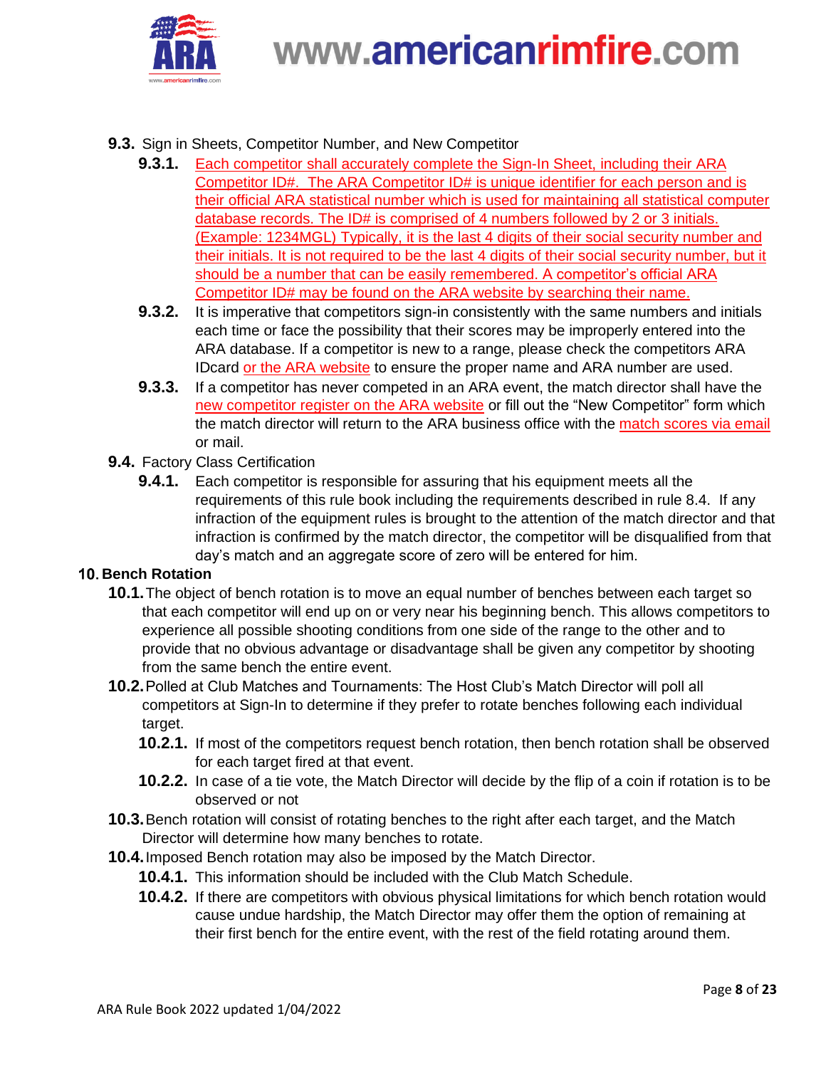**9.3.** Sign in Sheets, Competitor Number, and New Competitor

**9.3.1.** Each competitor shall accurately complete the Sign-In Sheet, including their ARA Competitor ID#. The ARA Competitor ID# is unique identifier for each person and is their official ARA statistical number which is used for maintaining all statistical computer database records. The ID# is comprised of 4 numbers followed by 2 or 3 initials. (Example: 1234MGL) Typically, it is the last 4 digits of their social security number and their initials. It is not required to be the last 4 digits of their social security number, but it should be a number that can be easily remembered. A competitor's official ARA Competitor ID# may be found on the ARA website by searching their name.

**9.3.2.** It is imperative that competitors sign-in consistently with the same numbers and initials each time or face the possibility that their scores may be improperly entered into the ARA database. If a competitor is new to a range, please check the competitors ARA IDcard or the ARA website to ensure the proper name and ARA number are used.

**9.3.3.** If a competitor has never competed in an ARA event, the match director shall have the new competitor register on the ARA website or fill out the "New Competitor" form which the match director will return to the ARA business office with the match scores via email or mail.

**9.4.** Factory Class Certification

**9.4.1.** Each competitor is responsible for assuring that his equipment meets all the requirements of this rule book including the requirements described in rule 8.4. If any infraction of the equipment rules is brought to the attention of the match director and that infraction is confirmed by the match director, the competitor will be disqualified from that day's match and an aggregate score of zero will be entered for him.

## 10. Bench Rotation

**10.1.** The object of bench rotation is to move an equal number of benches between each target so that each competitor will end up on or very near his beginning bench. This allows competitors to experience all possible shooting conditions from one side of the range to the other and to provide that no obvious advantage or disadvantage shall be given any competitor by shooting from the same bench the entire event.

**10.2.** Polled at Club Matches and Tournaments: The Host Club's Match Director will poll all competitors at Sign-In to determine if they prefer to rotate benches following each individual target.

**10.2.1.** If most of the competitors request bench rotation, then bench rotation shall be observed for each target fired at that event.

**10.2.2.** In case of a tie vote, the Match Director will decide by the flip of a coin if rotation is to be observed or not

**10.3.** Bench rotation will consist of rotating benches to the right after each target, and the Match Director will determine how many benches to rotate.

**10.4.** Imposed Bench rotation may also be imposed by the Match Director.

**10.4.1.** This information should be included with the Club Match Schedule.

**10.4.2.** If there are competitors with obvious physical limitations for which bench rotation would cause undue hardship, the Match Director may offer them the option of remaining at their first bench for the entire event, with the rest of the field rotating around them.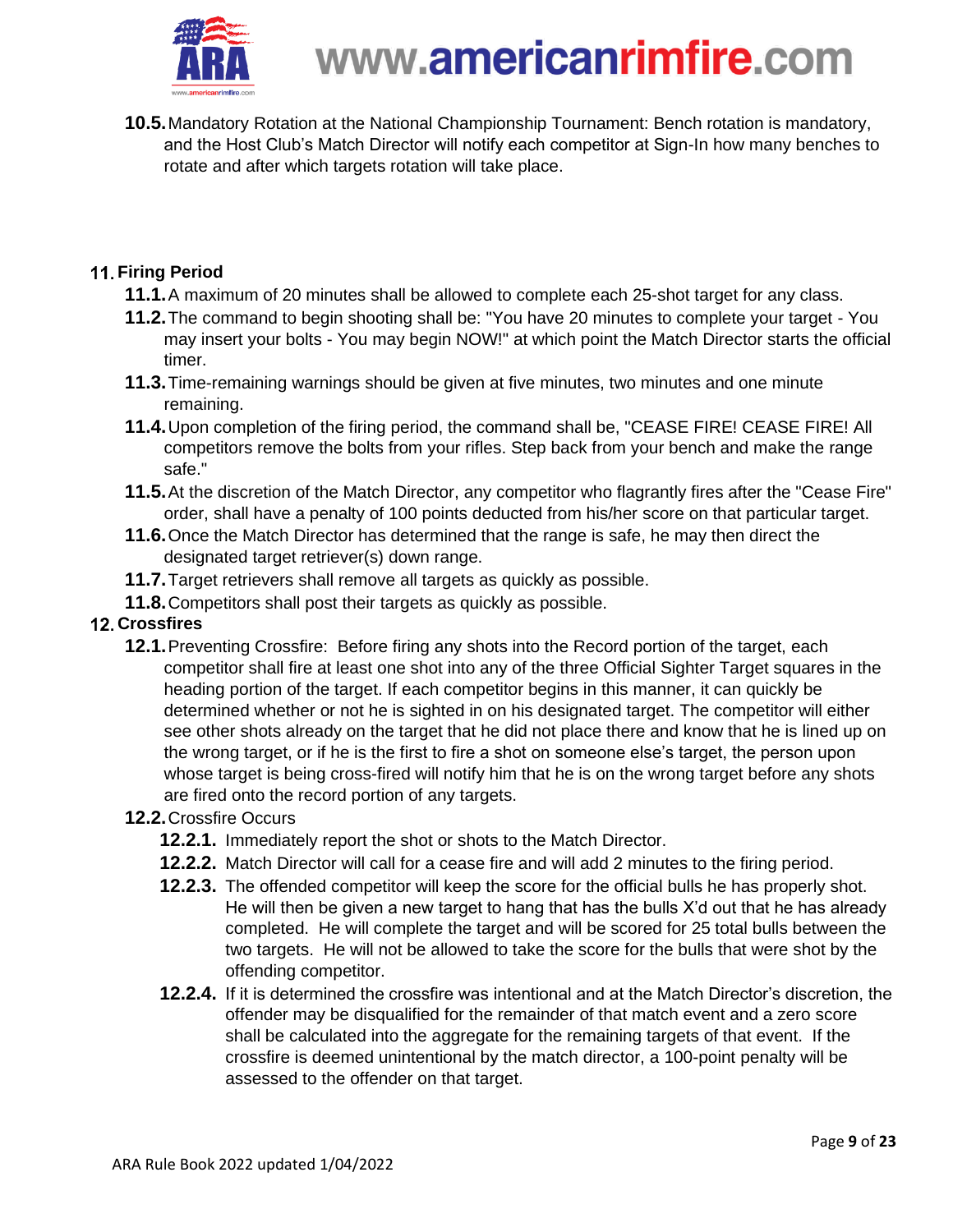**10.5.** Mandatory Rotation at the National Championship Tournament: Bench rotation is mandatory, and the Host Club's Match Director will notify each competitor at Sign-In how many benches to rotate and after which targets rotation will take place.

## 11. Firing Period

**11.1.** A maximum of 20 minutes shall be allowed to complete each 25-shot target for any class.

**11.2.** The command to begin shooting shall be: "You have 20 minutes to complete your target - You may insert your bolts - You may begin NOW!" at which point the Match Director starts the official timer.

**11.3.** Time-remaining warnings should be given at five minutes, two minutes and one minute remaining.

**11.4.** Upon completion of the firing period, the command shall be, "CEASE FIRE! CEASE FIRE! All competitors remove the bolts from your rifles. Step back from your bench and make the range safe."

**11.5.** At the discretion of the Match Director, any competitor who flagrantly fires after the "Cease Fire" order, shall have a penalty of 100 points deducted from his/her score on that particular target.

**11.6.** Once the Match Director has determined that the range is safe, he may then direct the designated target retriever(s) down range.

**11.7.** Target retrievers shall remove all targets as quickly as possible.

**11.8.** Competitors shall post their targets as quickly as possible.

## 12. Crossfires

**12.1.** Preventing Crossfire: Before firing any shots into the Record portion of the target, each competitor shall fire at least one shot into any of the three Official Sighter Target squares in the heading portion of the target. If each competitor begins in this manner, it can quickly be determined whether or not he is sighted in on his designated target. The competitor will either see other shots already on the target that he did not place there and know that he is lined up on the wrong target, or if he is the first to fire a shot on someone else's target, the person upon whose target is being cross-fired will notify him that he is on the wrong target before any shots are fired onto the record portion of any targets.

**12.2.** Crossfire Occurs

- **12.2.1.** Immediately report the shot or shots to the Match Director.
- **12.2.2.** Match Director will call for a cease fire and will add 2 minutes to the firing period.
- **12.2.3.** The offended competitor will keep the score for the official bulls he has properly shot. He will then be given a new target to hang that has the bulls X'd out that he has already completed. He will complete the target and will be scored for 25 total bulls between the two targets. He will not be allowed to take the score for the bulls that were shot by the offending competitor.
- **12.2.4.** If it is determined the crossfire was intentional and at the Match Director's discretion, the offender may be disqualified for the remainder of that match event and a zero score shall be calculated into the aggregate for the remaining targets of that event. If the crossfire is deemed unintentional by the match director, a 100-point penalty will be assessed to the offender on that target.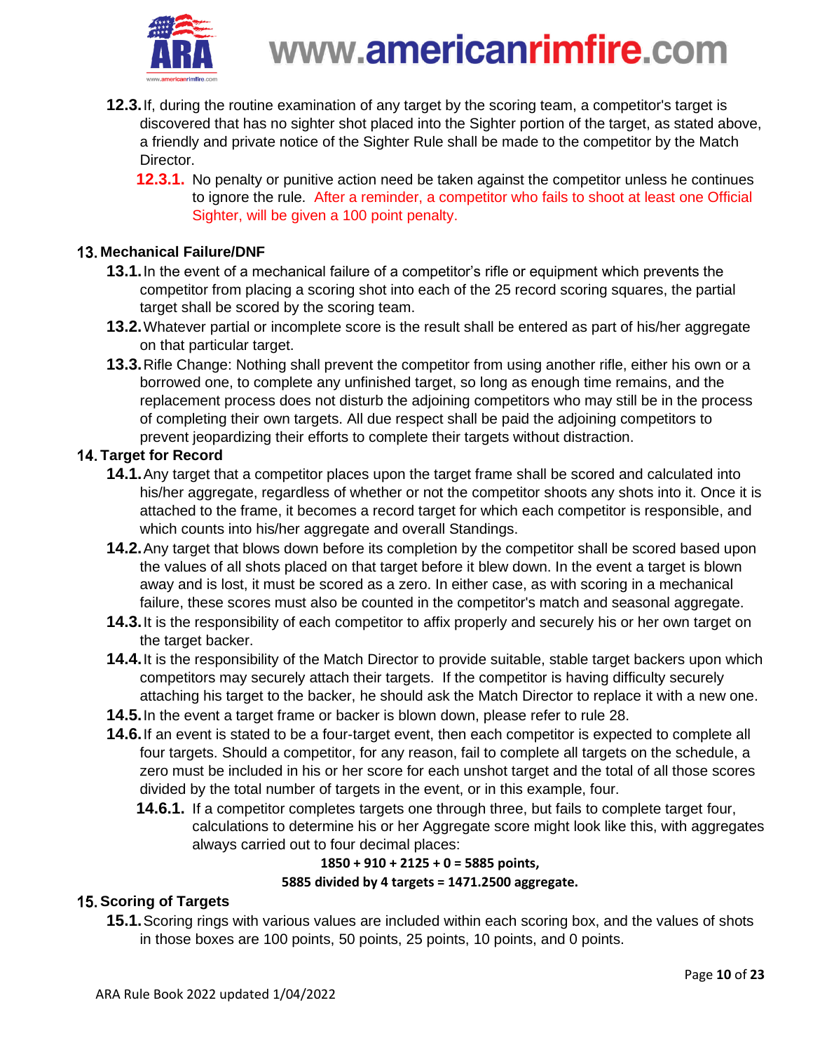**12.3.** If, during the routine examination of any target by the scoring team, a competitor's target is discovered that has no sighter shot placed into the Sighter portion of the target, as stated above, a friendly and private notice of the Sighter Rule shall be made to the competitor by the Match Director.

**12.3.1.** No penalty or punitive action need be taken against the competitor unless he continues to ignore the rule. After a reminder, a competitor who fails to shoot at least one Official Sighter, will be given a 100 point penalty.

## 13. Mechanical Failure/DNF

**13.1.** In the event of a mechanical failure of a competitor's rifle or equipment which prevents the competitor from placing a scoring shot into each of the 25 record scoring squares, the partial target shall be scored by the scoring team.

**13.2.** Whatever partial or incomplete score is the result shall be entered as part of his/her aggregate on that particular target.

**13.3.** Rifle Change: Nothing shall prevent the competitor from using another rifle, either his own or a borrowed one, to complete any unfinished target, so long as enough time remains, and the replacement process does not disturb the adjoining competitors who may still be in the process of completing their own targets. All due respect shall be paid the adjoining competitors to prevent jeopardizing their efforts to complete their targets without distraction.

## 14. Target for Record

**14.1.** Any target that a competitor places upon the target frame shall be scored and calculated into his/her aggregate, regardless of whether or not the competitor shoots any shots into it. Once it is attached to the frame, it becomes a record target for which each competitor is responsible, and which counts into his/her aggregate and overall Standings.

**14.2.** Any target that blows down before its completion by the competitor shall be scored based upon the values of all shots placed on that target before it blew down. In the event a target is blown away and is lost, it must be scored as a zero. In either case, as with scoring in a mechanical failure, these scores must also be counted in the competitor's match and seasonal aggregate.

**14.3.** It is the responsibility of each competitor to affix properly and securely his or her own target on the target backer.

**14.4.** It is the responsibility of the Match Director to provide suitable, stable target backers upon which competitors may securely attach their targets. If the competitor is having difficulty securely attaching his target to the backer, he should ask the Match Director to replace it with a new one.

**14.5.** In the event a target frame or backer is blown down, please refer to rule 28.

**14.6.** If an event is stated to be a four-target event, then each competitor is expected to complete all four targets. Should a competitor, for any reason, fail to complete all targets on the schedule, a zero must be included in his or her score for each unshot target and the total of all those scores divided by the total number of targets in the event, or in this example, four.

**14.6.1.** If a competitor completes targets one through three, but fails to complete target four, calculations to determine his or her Aggregate score might look like this, with aggregates always carried out to four decimal places:

**1850 + 910 + 2125 + 0 = 5885 points,**

**5885 divided by 4 targets = 1471.2500 aggregate.**

## 15. Scoring of Targets

**15.1.** Scoring rings with various values are included within each scoring box, and the values of shots in those boxes are 100 points, 50 points, 25 points, 10 points, and 0 points.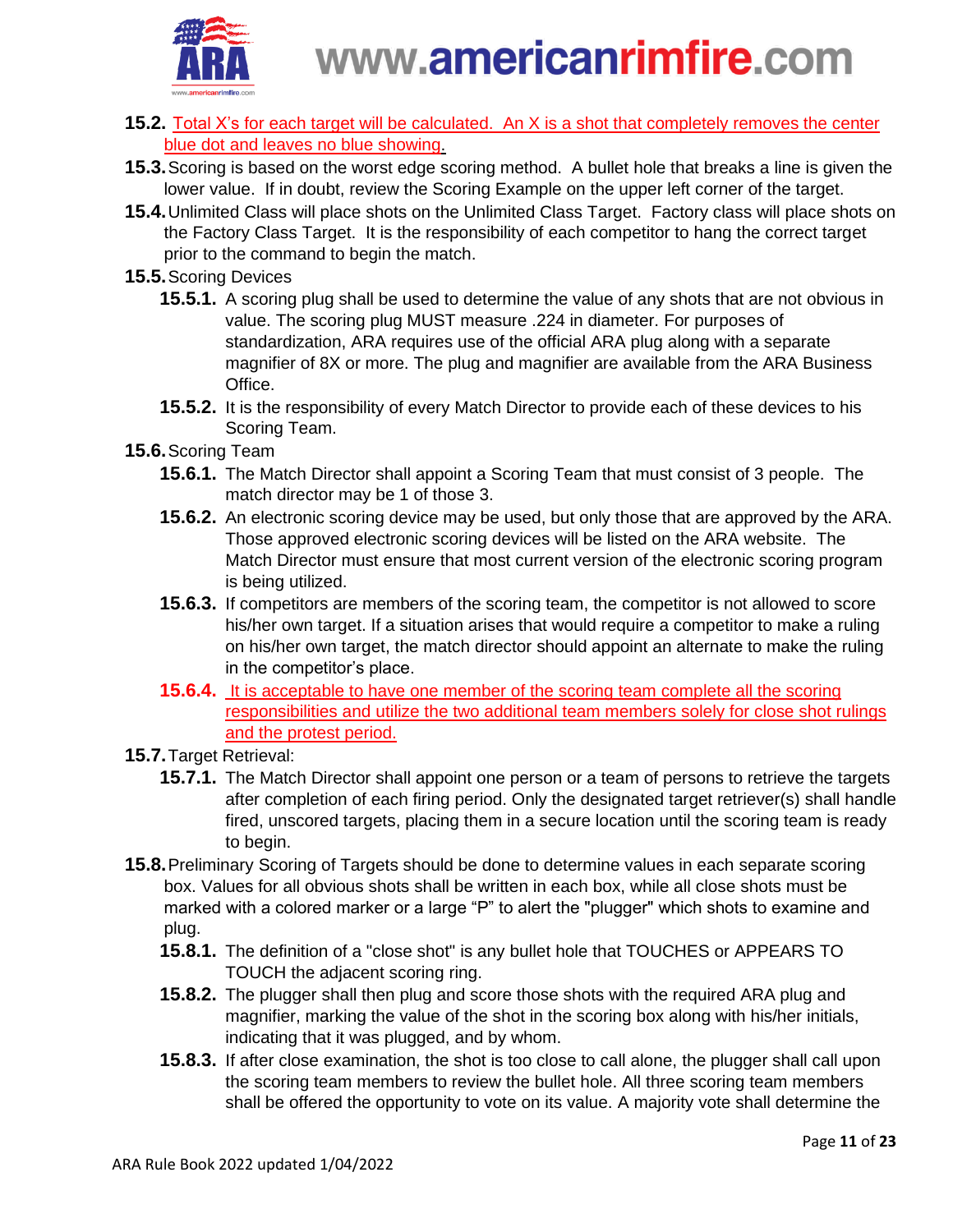**15.2.** Total X's for each target will be calculated. An X is a shot that completely removes the center blue dot and leaves no blue showing.

**15.3.** Scoring is based on the worst edge scoring method. A bullet hole that breaks a line is given the lower value. If in doubt, review the Scoring Example on the upper left corner of the target.

**15.4.** Unlimited Class will place shots on the Unlimited Class Target. Factory class will place shots on the Factory Class Target. It is the responsibility of each competitor to hang the correct target prior to the command to begin the match.

**15.5.** Scoring Devices

- **15.5.1.** A scoring plug shall be used to determine the value of any shots that are not obvious in value. The scoring plug MUST measure .224 in diameter. For purposes of standardization, ARA requires use of the official ARA plug along with a separate magnifier of 8X or more. The plug and magnifier are available from the ARA Business Office.
- **15.5.2.** It is the responsibility of every Match Director to provide each of these devices to his Scoring Team.

**15.6.** Scoring Team

- **15.6.1.** The Match Director shall appoint a Scoring Team that must consist of 3 people. The match director may be 1 of those 3.
- **15.6.2.** An electronic scoring device may be used, but only those that are approved by the ARA. Those approved electronic scoring devices will be listed on the ARA website. The Match Director must ensure that most current version of the electronic scoring program is being utilized.
- **15.6.3.** If competitors are members of the scoring team, the competitor is not allowed to score his/her own target. If a situation arises that would require a competitor to make a ruling on his/her own target, the match director should appoint an alternate to make the ruling in the competitor's place.
- **15.6.4.** It is acceptable to have one member of the scoring team complete all the scoring responsibilities and utilize the two additional team members solely for close shot rulings and the protest period.

**15.7.** Target Retrieval:

- **15.7.1.** The Match Director shall appoint one person or a team of persons to retrieve the targets after completion of each firing period. Only the designated target retriever(s) shall handle fired, unscored targets, placing them in a secure location until the scoring team is ready to begin.

**15.8.** Preliminary Scoring of Targets should be done to determine values in each separate scoring box. Values for all obvious shots shall be written in each box, while all close shots must be marked with a colored marker or a large "P" to alert the "plugger" which shots to examine and plug.

- **15.8.1.** The definition of a "close shot" is any bullet hole that TOUCHES or APPEARS TO TOUCH the adjacent scoring ring.
- **15.8.2.** The plugger shall then plug and score those shots with the required ARA plug and magnifier, marking the value of the shot in the scoring box along with his/her initials, indicating that it was plugged, and by whom.
- **15.8.3.** If after close examination, the shot is too close to call alone, the plugger shall call upon the scoring team members to review the bullet hole. All three scoring team members shall be offered the opportunity to vote on its value. A majority vote shall determine the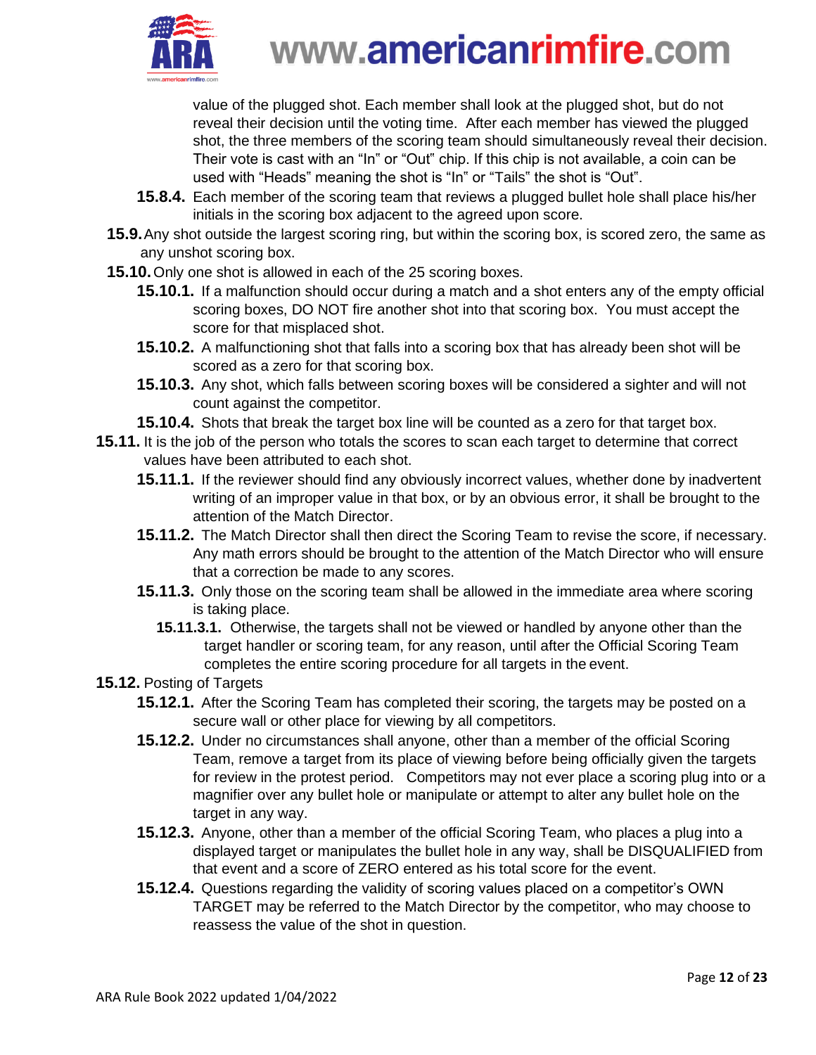value of the plugged shot. Each member shall look at the plugged shot, but do not reveal their decision until the voting time. After each member has viewed the plugged shot, the three members of the scoring team should simultaneously reveal their decision. Their vote is cast with an "In" or "Out" chip. If this chip is not available, a coin can be used with "Heads" meaning the shot is "In" or "Tails" the shot is "Out".

**15.8.4.** Each member of the scoring team that reviews a plugged bullet hole shall place his/her initials in the scoring box adjacent to the agreed upon score.

**15.9.** Any shot outside the largest scoring ring, but within the scoring box, is scored zero, the same as any unshot scoring box.

**15.10.** Only one shot is allowed in each of the 25 scoring boxes.

**15.10.1.** If a malfunction should occur during a match and a shot enters any of the empty official scoring boxes, DO NOT fire another shot into that scoring box. You must accept the score for that misplaced shot.

**15.10.2.** A malfunctioning shot that falls into a scoring box that has already been shot will be scored as a zero for that scoring box.

**15.10.3.** Any shot, which falls between scoring boxes will be considered a sighter and will not count against the competitor.

**15.10.4.** Shots that break the target box line will be counted as a zero for that target box.

**15.11.** It is the job of the person who totals the scores to scan each target to determine that correct values have been attributed to each shot.

**15.11.1.** If the reviewer should find any obviously incorrect values, whether done by inadvertent writing of an improper value in that box, or by an obvious error, it shall be brought to the attention of the Match Director.

**15.11.2.** The Match Director shall then direct the Scoring Team to revise the score, if necessary. Any math errors should be brought to the attention of the Match Director who will ensure that a correction be made to any scores.

**15.11.3.** Only those on the scoring team shall be allowed in the immediate area where scoring is taking place.

**15.11.3.1.** Otherwise, the targets shall not be viewed or handled by anyone other than the target handler or scoring team, for any reason, until after the Official Scoring Team completes the entire scoring procedure for all targets in the event.

**15.12.** Posting of Targets

**15.12.1.** After the Scoring Team has completed their scoring, the targets may be posted on a secure wall or other place for viewing by all competitors.

**15.12.2.** Under no circumstances shall anyone, other than a member of the official Scoring Team, remove a target from its place of viewing before being officially given the targets for review in the protest period. Competitors may not ever place a scoring plug into or a magnifier over any bullet hole or manipulate or attempt to alter any bullet hole on the target in any way.

**15.12.3.** Anyone, other than a member of the official Scoring Team, who places a plug into a displayed target or manipulates the bullet hole in any way, shall be DISQUALIFIED from that event and a score of ZERO entered as his total score for the event.

**15.12.4.** Questions regarding the validity of scoring values placed on a competitor's OWN TARGET may be referred to the Match Director by the competitor, who may choose to reassess the value of the shot in question.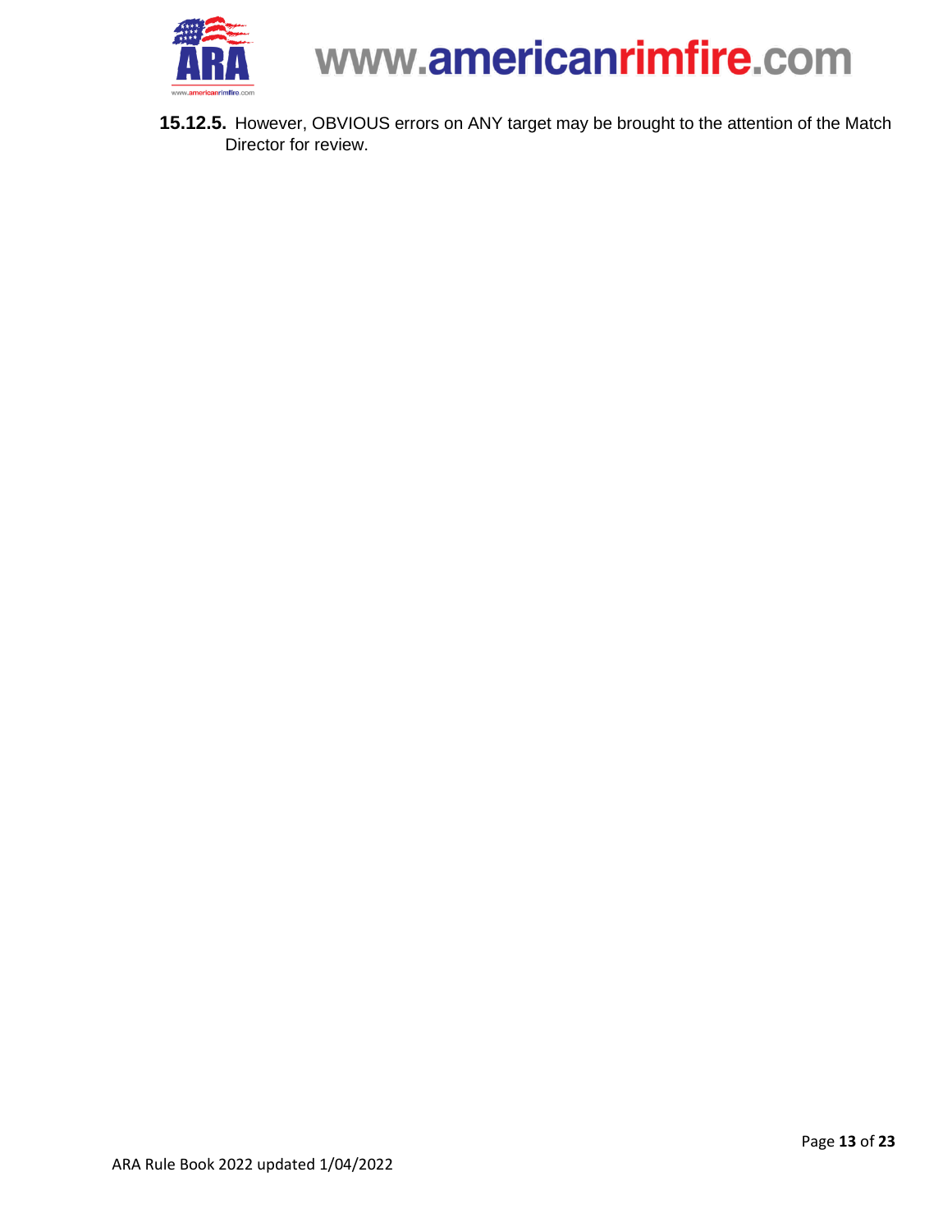**15.12.5.** However, OBVIOUS errors on ANY target may be brought to the attention of the Match Director for review.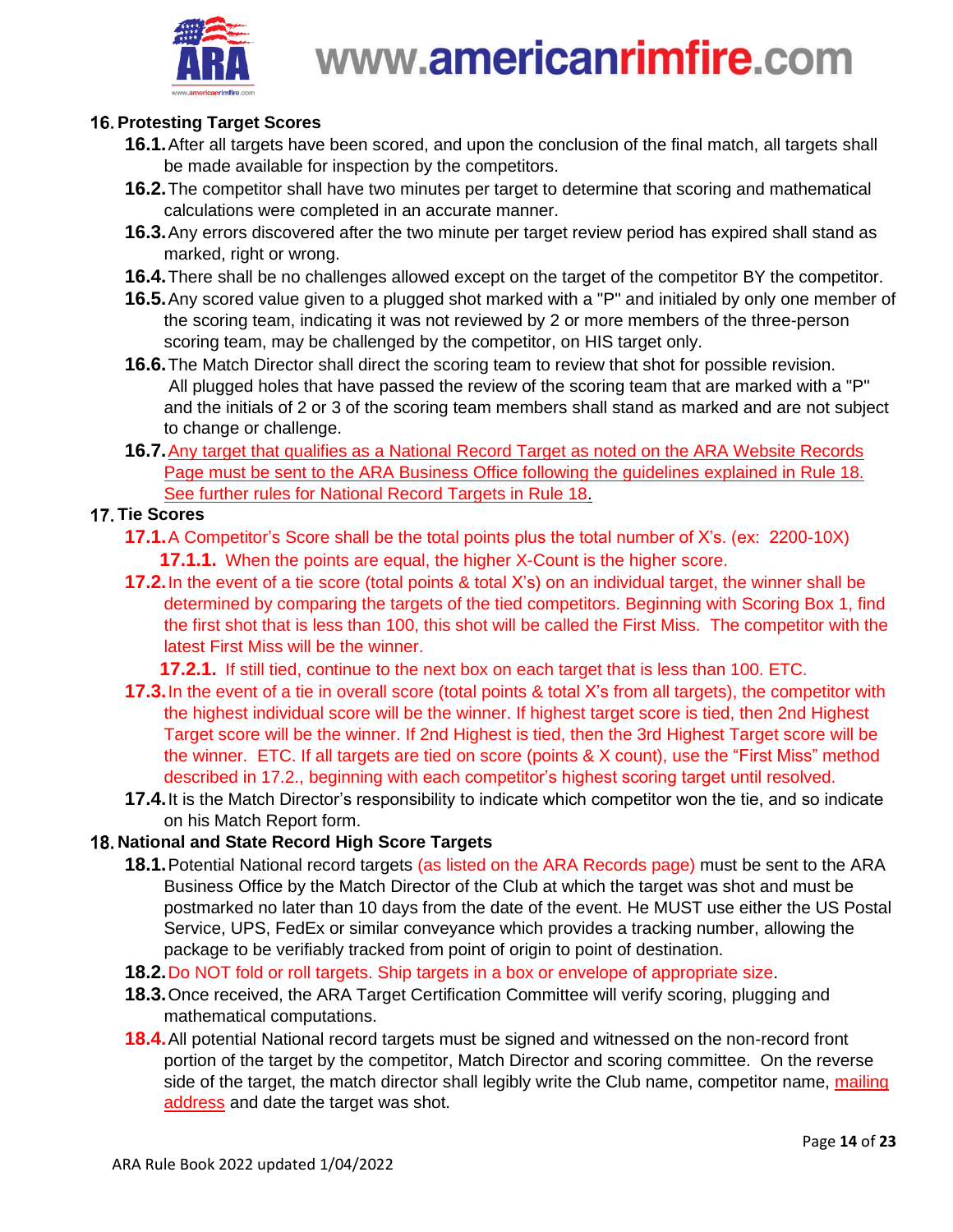## 16. Protesting Target Scores

**16.1.** After all targets have been scored, and upon the conclusion of the final match, all targets shall be made available for inspection by the competitors.

**16.2.** The competitor shall have two minutes per target to determine that scoring and mathematical calculations were completed in an accurate manner.

**16.3.** Any errors discovered after the two minute per target review period has expired shall stand as marked, right or wrong.

**16.4.** There shall be no challenges allowed except on the target of the competitor BY the competitor.

**16.5.** Any scored value given to a plugged shot marked with a "P" and initialed by only one member of the scoring team, indicating it was not reviewed by 2 or more members of the three-person scoring team, may be challenged by the competitor, on HIS target only.

**16.6.** The Match Director shall direct the scoring team to review that shot for possible revision. All plugged holes that have passed the review of the scoring team that are marked with a "P" and the initials of 2 or 3 of the scoring team members shall stand as marked and are not subject to change or challenge.

**16.7.** Any target that qualifies as a National Record Target as noted on the ARA Website Records Page must be sent to the ARA Business Office following the guidelines explained in Rule 18. See further rules for National Record Targets in Rule 18.

## 17. Tie Scores

**17.1.** A Competitor's Score shall be the total points plus the total number of X's. (ex: 2200-10X)

**17.1.1.** When the points are equal, the higher X-Count is the higher score.

**17.2.** In the event of a tie score (total points & total X's) on an individual target, the winner shall be determined by comparing the targets of the tied competitors. Beginning with Scoring Box 1, find the first shot that is less than 100, this shot will be called the First Miss. The competitor with the latest First Miss will be the winner.

**17.2.1.** If still tied, continue to the next box on each target that is less than 100. ETC.

**17.3.** In the event of a tie in overall score (total points & total X's from all targets), the competitor with the highest individual score will be the winner. If highest target score is tied, then 2nd Highest Target score will be the winner. If 2nd Highest is tied, then the 3rd Highest Target score will be the winner. ETC. If all targets are tied on score (points & X count), use the "First Miss" method described in 17.2., beginning with each competitor's highest scoring target until resolved.

**17.4.** It is the Match Director's responsibility to indicate which competitor won the tie, and so indicate on his Match Report form.

## 18. National and State Record High Score Targets

**18.1.** Potential National record targets (as listed on the ARA Records page) must be sent to the ARA Business Office by the Match Director of the Club at which the target was shot and must be postmarked no later than 10 days from the date of the event. He MUST use either the US Postal Service, UPS, FedEx or similar conveyance which provides a tracking number, allowing the package to be verifiably tracked from point of origin to point of destination.

**18.2.** Do NOT fold or roll targets. Ship targets in a box or envelope of appropriate size.

**18.3.** Once received, the ARA Target Certification Committee will verify scoring, plugging and mathematical computations.

**18.4.** All potential National record targets must be signed and witnessed on the non-record front portion of the target by the competitor, Match Director and scoring committee. On the reverse side of the target, the match director shall legibly write the Club name, competitor name, mailing address and date the target was shot.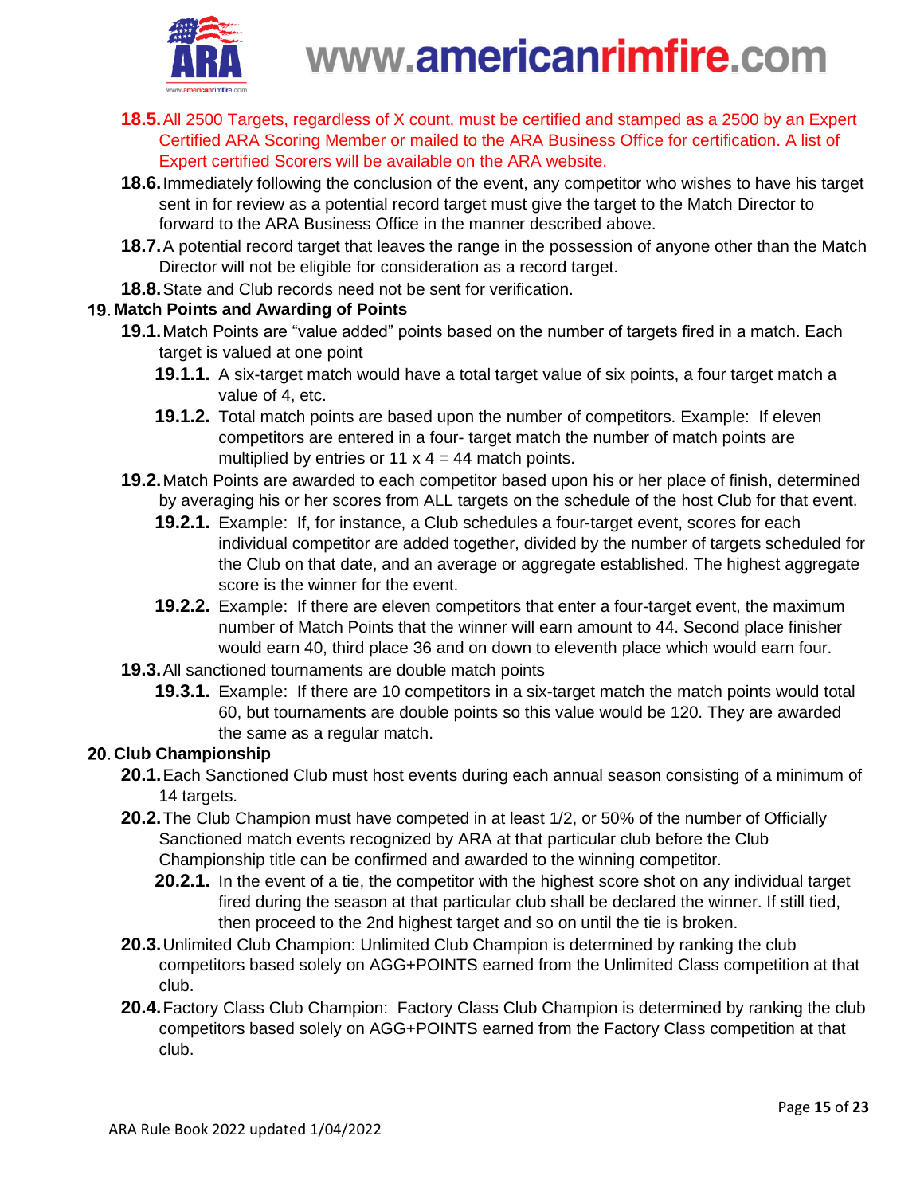**18.5.** All 2500 Targets, regardless of X count, must be certified and stamped as a 2500 by an Expert Certified ARA Scoring Member or mailed to the ARA Business Office for certification. A list of Expert certified Scorers will be available on the ARA website.

**18.6.** Immediately following the conclusion of the event, any competitor who wishes to have his target sent in for review as a potential record target must give the target to the Match Director to forward to the ARA Business Office in the manner described above.

**18.7.** A potential record target that leaves the range in the possession of anyone other than the Match Director will not be eligible for consideration as a record target.

**18.8.** State and Club records need not be sent for verification.

## 19. Match Points and Awarding of Points

**19.1.** Match Points are "value added" points based on the number of targets fired in a match. Each target is valued at one point

- **19.1.1.** A six-target match would have a total target value of six points, a four target match a value of 4, etc.
- **19.1.2.** Total match points are based upon the number of competitors. Example: If eleven competitors are entered in a four- target match the number of match points are multiplied by entries or 11 x 4 = 44 match points.

**19.2.** Match Points are awarded to each competitor based upon his or her place of finish, determined by averaging his or her scores from ALL targets on the schedule of the host Club for that event.

- **19.2.1.** Example: If, for instance, a Club schedules a four-target event, scores for each individual competitor are added together, divided by the number of targets scheduled for the Club on that date, and an average or aggregate established. The highest aggregate score is the winner for the event.
- **19.2.2.** Example: If there are eleven competitors that enter a four-target event, the maximum number of Match Points that the winner will earn amount to 44. Second place finisher would earn 40, third place 36 and on down to eleventh place which would earn four.

**19.3.** All sanctioned tournaments are double match points

- **19.3.1.** Example: If there are 10 competitors in a six-target match the match points would total 60, but tournaments are double points so this value would be 120. They are awarded the same as a regular match.

## 20. Club Championship

**20.1.** Each Sanctioned Club must host events during each annual season consisting of a minimum of 14 targets.

**20.2.** The Club Champion must have competed in at least 1/2, or 50% of the number of Officially Sanctioned match events recognized by ARA at that particular club before the Club Championship title can be confirmed and awarded to the winning competitor.

- **20.2.1.** In the event of a tie, the competitor with the highest score shot on any individual target fired during the season at that particular club shall be declared the winner. If still tied, then proceed to the 2nd highest target and so on until the tie is broken.

**20.3.** Unlimited Club Champion: Unlimited Club Champion is determined by ranking the club competitors based solely on AGG+POINTS earned from the Unlimited Class competition at that club.

**20.4.** Factory Class Club Champion: Factory Class Club Champion is determined by ranking the club competitors based solely on AGG+POINTS earned from the Factory Class competition at that club.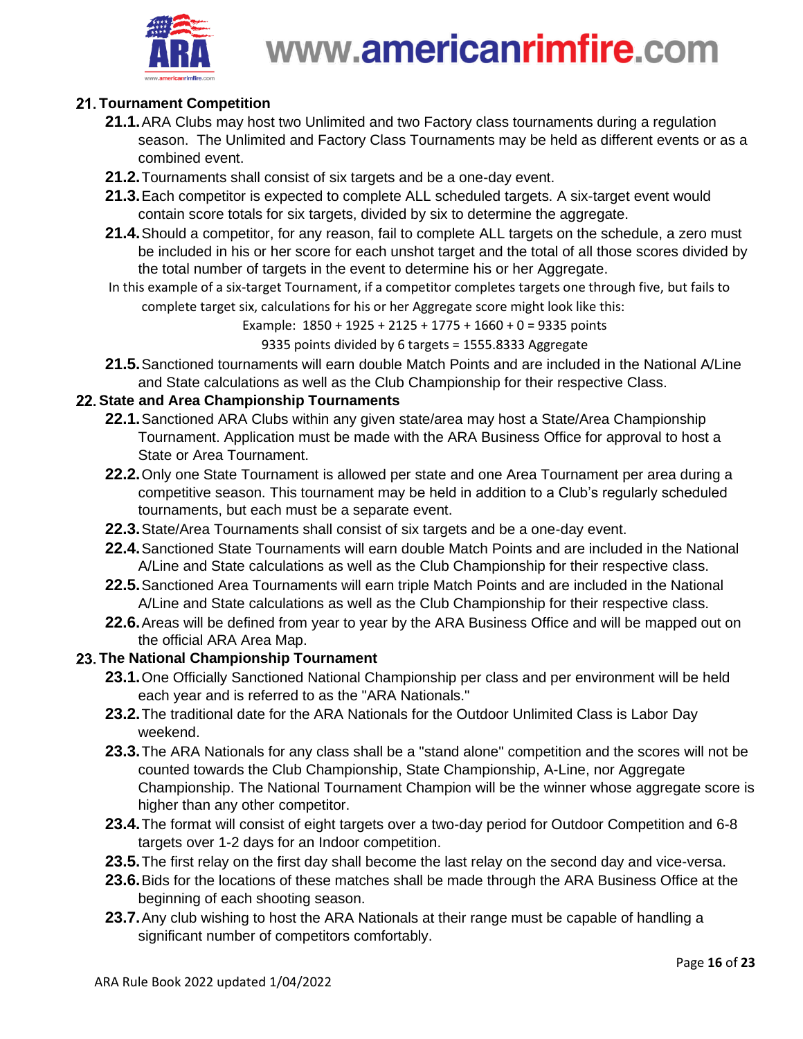## 21. Tournament Competition

**21.1.** ARA Clubs may host two Unlimited and two Factory class tournaments during a regulation season. The Unlimited and Factory Class Tournaments may be held as different events or as a combined event.

**21.2.** Tournaments shall consist of six targets and be a one-day event.

**21.3.** Each competitor is expected to complete ALL scheduled targets. A six-target event would contain score totals for six targets, divided by six to determine the aggregate.

**21.4.** Should a competitor, for any reason, fail to complete ALL targets on the schedule, a zero must be included in his or her score for each unshot target and the total of all those scores divided by the total number of targets in the event to determine his or her Aggregate.

In this example of a six-target Tournament, if a competitor completes targets one through five, but fails to complete target six, calculations for his or her Aggregate score might look like this:

Example: 1850 + 1925 + 2125 + 1775 + 1660 + 0 = 9335 points

9335 points divided by 6 targets = 1555.8333 Aggregate

**21.5.** Sanctioned tournaments will earn double Match Points and are included in the National A/Line and State calculations as well as the Club Championship for their respective Class.

## 22. State and Area Championship Tournaments

**22.1.** Sanctioned ARA Clubs within any given state/area may host a State/Area Championship Tournament. Application must be made with the ARA Business Office for approval to host a State or Area Tournament.

**22.2.** Only one State Tournament is allowed per state and one Area Tournament per area during a competitive season. This tournament may be held in addition to a Club's regularly scheduled tournaments, but each must be a separate event.

**22.3.** State/Area Tournaments shall consist of six targets and be a one-day event.

**22.4.** Sanctioned State Tournaments will earn double Match Points and are included in the National A/Line and State calculations as well as the Club Championship for their respective class.

**22.5.** Sanctioned Area Tournaments will earn triple Match Points and are included in the National A/Line and State calculations as well as the Club Championship for their respective class.

**22.6.** Areas will be defined from year to year by the ARA Business Office and will be mapped out on the official ARA Area Map.

## 23. The National Championship Tournament

**23.1.** One Officially Sanctioned National Championship per class and per environment will be held each year and is referred to as the "ARA Nationals."

**23.2.** The traditional date for the ARA Nationals for the Outdoor Unlimited Class is Labor Day weekend.

**23.3.** The ARA Nationals for any class shall be a "stand alone" competition and the scores will not be counted towards the Club Championship, State Championship, A-Line, nor Aggregate Championship. The National Tournament Champion will be the winner whose aggregate score is higher than any other competitor.

**23.4.** The format will consist of eight targets over a two-day period for Outdoor Competition and 6-8 targets over 1-2 days for an Indoor competition.

**23.5.** The first relay on the first day shall become the last relay on the second day and vice-versa.

**23.6.** Bids for the locations of these matches shall be made through the ARA Business Office at the beginning of each shooting season.

**23.7.** Any club wishing to host the ARA Nationals at their range must be capable of handling a significant number of competitors comfortably.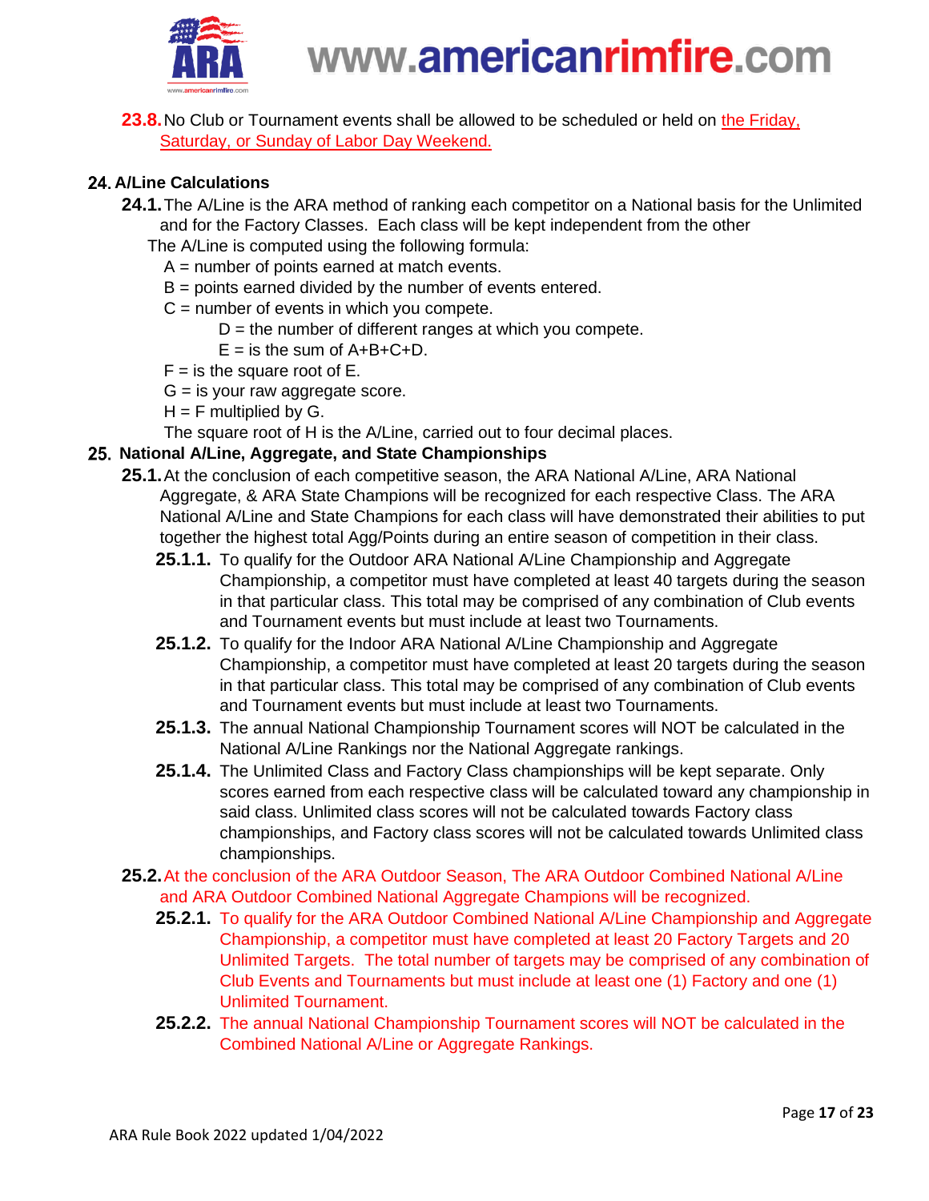**23.8.** No Club or Tournament events shall be allowed to be scheduled or held on the Friday, Saturday, or Sunday of Labor Day Weekend.

## 24. A/Line Calculations

**24.1.** The A/Line is the ARA method of ranking each competitor on a National basis for the Unlimited and for the Factory Classes. Each class will be kept independent from the other

The A/Line is computed using the following formula:

A = number of points earned at match events.
B = points earned divided by the number of events entered.
C = number of events in which you compete.
D = the number of different ranges at which you compete.
E = is the sum of A+B+C+D.
F = is the square root of E.
G = is your raw aggregate score.
H = F multiplied by G.
The square root of H is the A/Line, carried out to four decimal places.

## 25. National A/Line, Aggregate, and State Championships

**25.1.** At the conclusion of each competitive season, the ARA National A/Line, ARA National Aggregate, & ARA State Champions will be recognized for each respective Class. The ARA National A/Line and State Champions for each class will have demonstrated their abilities to put together the highest total Agg/Points during an entire season of competition in their class.

**25.1.1.** To qualify for the Outdoor ARA National A/Line Championship and Aggregate Championship, a competitor must have completed at least 40 targets during the season in that particular class. This total may be comprised of any combination of Club events and Tournament events but must include at least two Tournaments.

**25.1.2.** To qualify for the Indoor ARA National A/Line Championship and Aggregate Championship, a competitor must have completed at least 20 targets during the season in that particular class. This total may be comprised of any combination of Club events and Tournament events but must include at least two Tournaments.

**25.1.3.** The annual National Championship Tournament scores will NOT be calculated in the National A/Line Rankings nor the National Aggregate rankings.

**25.1.4.** The Unlimited Class and Factory Class championships will be kept separate. Only scores earned from each respective class will be calculated toward any championship in said class. Unlimited class scores will not be calculated towards Factory class championships, and Factory class scores will not be calculated towards Unlimited class championships.

**25.2.** At the conclusion of the ARA Outdoor Season, The ARA Outdoor Combined National A/Line and ARA Outdoor Combined National Aggregate Champions will be recognized.

**25.2.1.** To qualify for the ARA Outdoor Combined National A/Line Championship and Aggregate Championship, a competitor must have completed at least 20 Factory Targets and 20 Unlimited Targets. The total number of targets may be comprised of any combination of Club Events and Tournaments but must include at least one (1) Factory and one (1) Unlimited Tournament.

**25.2.2.** The annual National Championship Tournament scores will NOT be calculated in the Combined National A/Line or Aggregate Rankings.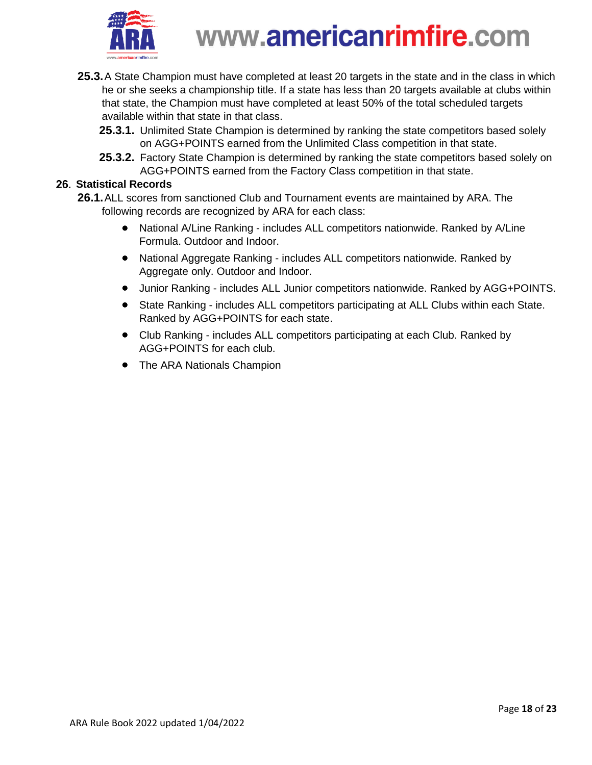**25.3.** A State Champion must have completed at least 20 targets in the state and in the class in which he or she seeks a championship title. If a state has less than 20 targets available at clubs within that state, the Champion must have completed at least 50% of the total scheduled targets available within that state in that class.

**25.3.1.** Unlimited State Champion is determined by ranking the state competitors based solely on AGG+POINTS earned from the Unlimited Class competition in that state.

**25.3.2.** Factory State Champion is determined by ranking the state competitors based solely on AGG+POINTS earned from the Factory Class competition in that state.

## 26. Statistical Records

**26.1.** ALL scores from sanctioned Club and Tournament events are maintained by ARA. The following records are recognized by ARA for each class:

- National A/Line Ranking - includes ALL competitors nationwide. Ranked by A/Line Formula. Outdoor and Indoor.
- National Aggregate Ranking - includes ALL competitors nationwide. Ranked by Aggregate only. Outdoor and Indoor.
- Junior Ranking - includes ALL Junior competitors nationwide. Ranked by AGG+POINTS.
- State Ranking - includes ALL competitors participating at ALL Clubs within each State. Ranked by AGG+POINTS for each state.
- Club Ranking - includes ALL competitors participating at each Club. Ranked by AGG+POINTS for each club.
- The ARA Nationals Champion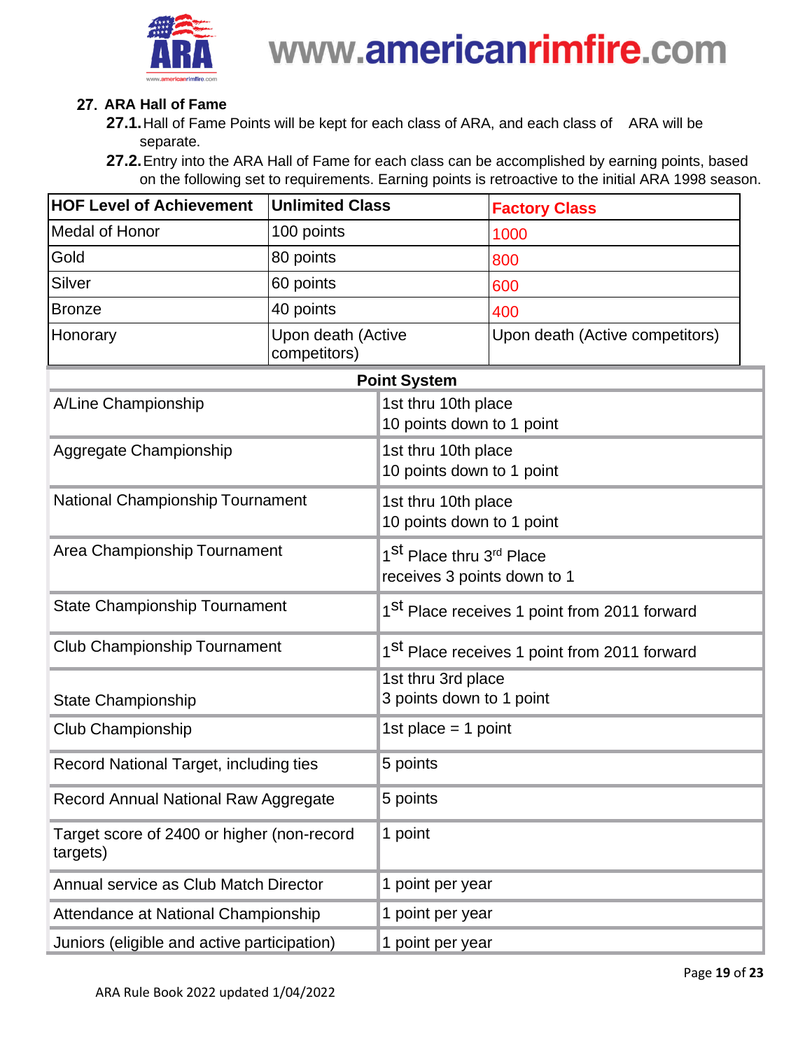## 27. ARA Hall of Fame

**27.1.** Hall of Fame Points will be kept for each class of ARA, and each class of ARA will be separate.

**27.2.** Entry into the ARA Hall of Fame for each class can be accomplished by earning points, based on the following set to requirements. Earning points is retroactive to the initial ARA 1998 season.

| HOF Level of Achievement | Unlimited Class | Factory Class |
|---|---|---|
| Medal of Honor | 100 points | 1000 |
| Gold | 80 points | 800 |
| Silver | 60 points | 600 |
| Bronze | 40 points | 400 |
| Honorary | Upon death (Active competitors) | Upon death (Active competitors) |

| Point System | |
|---|---|
| A/Line Championship | 1st thru 10th place<br>10 points down to 1 point |
| Aggregate Championship | 1st thru 10th place<br>10 points down to 1 point |
| National Championship Tournament | 1st thru 10th place<br>10 points down to 1 point |
| Area Championship Tournament | 1st Place thru 3rd Place<br>receives 3 points down to 1 |
| State Championship Tournament | 1st Place receives 1 point from 2011 forward |
| Club Championship Tournament | 1st Place receives 1 point from 2011 forward |
| State Championship | 1st thru 3rd place<br>3 points down to 1 point |
| Club Championship | 1st place = 1 point |
| Record National Target, including ties | 5 points |
| Record Annual National Raw Aggregate | 5 points |
| Target score of 2400 or higher (non-record targets) | 1 point |
| Annual service as Club Match Director | 1 point per year |
| Attendance at National Championship | 1 point per year |
| Juniors (eligible and active participation) | 1 point per year |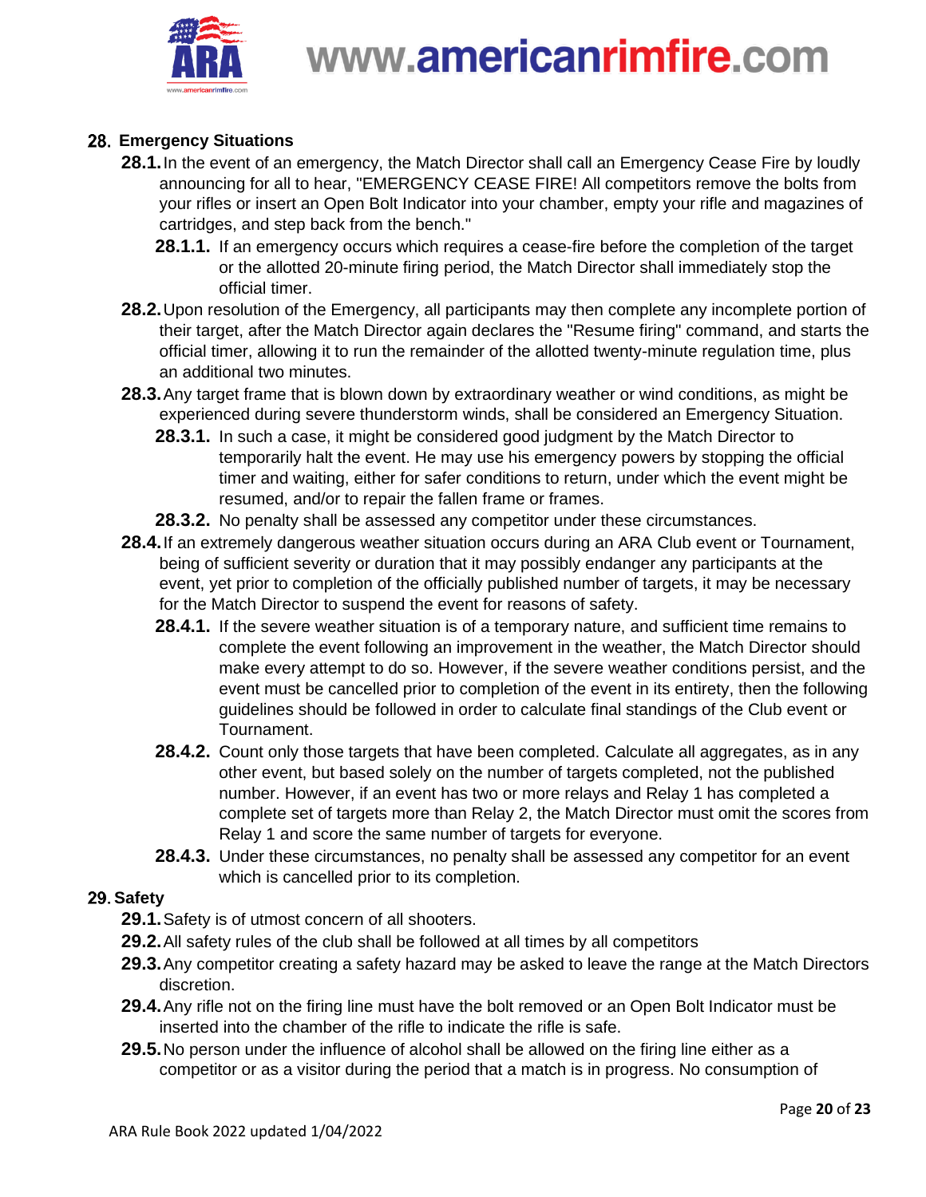## 28. Emergency Situations

**28.1.** In the event of an emergency, the Match Director shall call an Emergency Cease Fire by loudly announcing for all to hear, "EMERGENCY CEASE FIRE! All competitors remove the bolts from your rifles or insert an Open Bolt Indicator into your chamber, empty your rifle and magazines of cartridges, and step back from the bench."

**28.1.1.** If an emergency occurs which requires a cease-fire before the completion of the target or the allotted 20-minute firing period, the Match Director shall immediately stop the official timer.

**28.2.** Upon resolution of the Emergency, all participants may then complete any incomplete portion of their target, after the Match Director again declares the "Resume firing" command, and starts the official timer, allowing it to run the remainder of the allotted twenty-minute regulation time, plus an additional two minutes.

**28.3.** Any target frame that is blown down by extraordinary weather or wind conditions, as might be experienced during severe thunderstorm winds, shall be considered an Emergency Situation.

**28.3.1.** In such a case, it might be considered good judgment by the Match Director to temporarily halt the event. He may use his emergency powers by stopping the official timer and waiting, either for safer conditions to return, under which the event might be resumed, and/or to repair the fallen frame or frames.

**28.3.2.** No penalty shall be assessed any competitor under these circumstances.

**28.4.** If an extremely dangerous weather situation occurs during an ARA Club event or Tournament, being of sufficient severity or duration that it may possibly endanger any participants at the event, yet prior to completion of the officially published number of targets, it may be necessary for the Match Director to suspend the event for reasons of safety.

**28.4.1.** If the severe weather situation is of a temporary nature, and sufficient time remains to complete the event following an improvement in the weather, the Match Director should make every attempt to do so. However, if the severe weather conditions persist, and the event must be cancelled prior to completion of the event in its entirety, then the following guidelines should be followed in order to calculate final standings of the Club event or Tournament.

**28.4.2.** Count only those targets that have been completed. Calculate all aggregates, as in any other event, but based solely on the number of targets completed, not the published number. However, if an event has two or more relays and Relay 1 has completed a complete set of targets more than Relay 2, the Match Director must omit the scores from Relay 1 and score the same number of targets for everyone.

**28.4.3.** Under these circumstances, no penalty shall be assessed any competitor for an event which is cancelled prior to its completion.

## 29. Safety

**29.1.** Safety is of utmost concern of all shooters.

**29.2.** All safety rules of the club shall be followed at all times by all competitors

**29.3.** Any competitor creating a safety hazard may be asked to leave the range at the Match Directors discretion.

**29.4.** Any rifle not on the firing line must have the bolt removed or an Open Bolt Indicator must be inserted into the chamber of the rifle to indicate the rifle is safe.

**29.5.** No person under the influence of alcohol shall be allowed on the firing line either as a competitor or as a visitor during the period that a match is in progress. No consumption of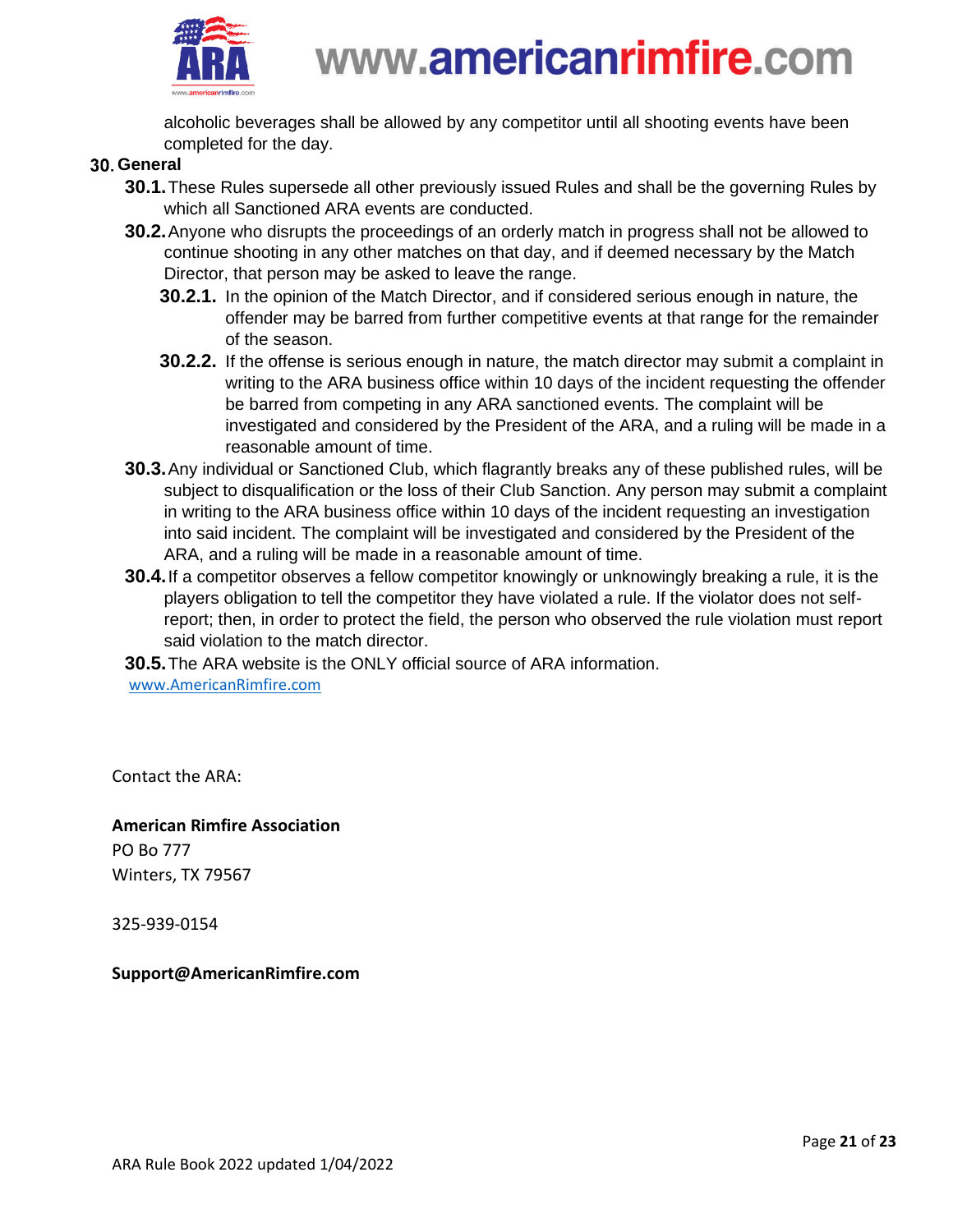alcoholic beverages shall be allowed by any competitor until all shooting events have been completed for the day.

## 30. General

**30.1.** These Rules supersede all other previously issued Rules and shall be the governing Rules by which all Sanctioned ARA events are conducted.

**30.2.** Anyone who disrupts the proceedings of an orderly match in progress shall not be allowed to continue shooting in any other matches on that day, and if deemed necessary by the Match Director, that person may be asked to leave the range.

**30.2.1.** In the opinion of the Match Director, and if considered serious enough in nature, the offender may be barred from further competitive events at that range for the remainder of the season.

**30.2.2.** If the offense is serious enough in nature, the match director may submit a complaint in writing to the ARA business office within 10 days of the incident requesting the offender be barred from competing in any ARA sanctioned events. The complaint will be investigated and considered by the President of the ARA, and a ruling will be made in a reasonable amount of time.

**30.3.** Any individual or Sanctioned Club, which flagrantly breaks any of these published rules, will be subject to disqualification or the loss of their Club Sanction. Any person may submit a complaint in writing to the ARA business office within 10 days of the incident requesting an investigation into said incident. The complaint will be investigated and considered by the President of the ARA, and a ruling will be made in a reasonable amount of time.

**30.4.** If a competitor observes a fellow competitor knowingly or unknowingly breaking a rule, it is the players obligation to tell the competitor they have violated a rule. If the violator does not self-report; then, in order to protect the field, the person who observed the rule violation must report said violation to the match director.

**30.5.** The ARA website is the ONLY official source of ARA information.
www.AmericanRimfire.com

Contact the ARA:

**American Rimfire Association**
PO Bo 777
Winters, TX 79567

325-939-0154

**Support@AmericanRimfire.com**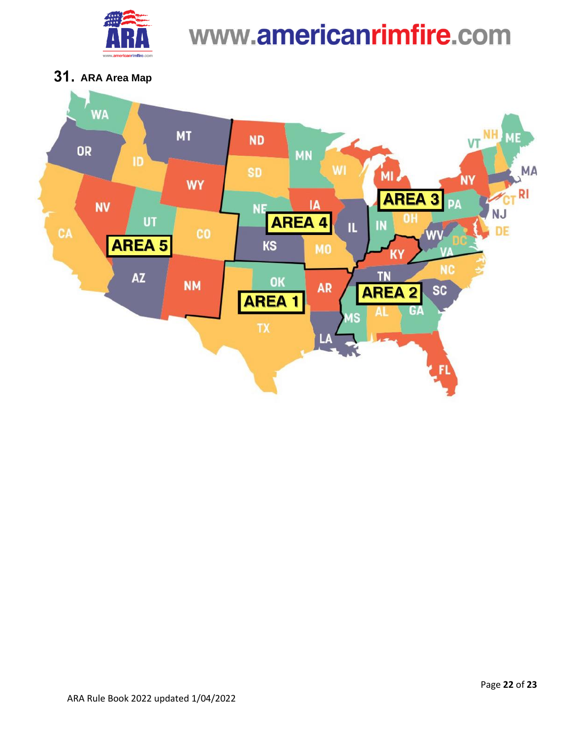## 31. ARA Area Map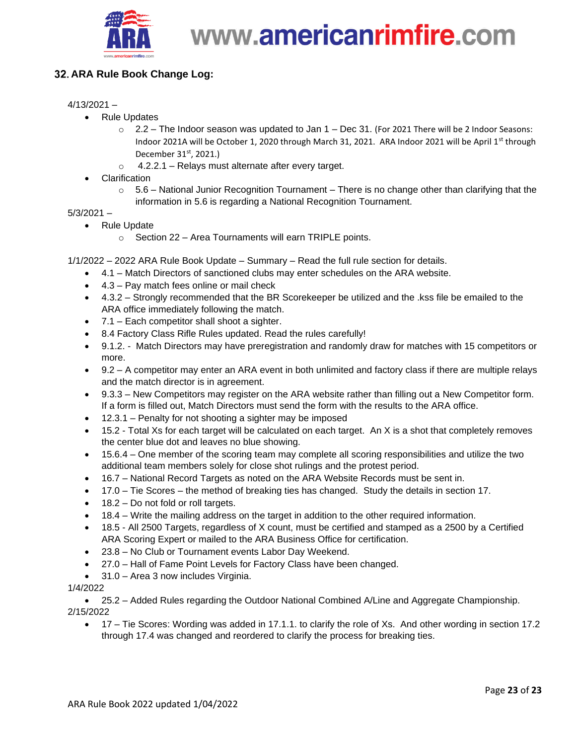## 32. ARA Rule Book Change Log:

4/13/2021 –

- Rule Updates
  - 2.2 – The Indoor season was updated to Jan 1 – Dec 31. (For 2021 There will be 2 Indoor Seasons: Indoor 2021A will be October 1, 2020 through March 31, 2021. ARA Indoor 2021 will be April 1st through December 31st, 2021.)
  - 4.2.2.1 – Relays must alternate after every target.
- Clarification
  - 5.6 – National Junior Recognition Tournament – There is no change other than clarifying that the information in 5.6 is regarding a National Recognition Tournament.

5/3/2021 –

- Rule Update
  - Section 22 – Area Tournaments will earn TRIPLE points.

1/1/2022 – 2022 ARA Rule Book Update – Summary – Read the full rule section for details.

- 4.1 – Match Directors of sanctioned clubs may enter schedules on the ARA website.
- 4.3 – Pay match fees online or mail check
- 4.3.2 – Strongly recommended that the BR Scorekeeper be utilized and the .kss file be emailed to the ARA office immediately following the match.
- 7.1 – Each competitor shall shoot a sighter.
- 8.4 Factory Class Rifle Rules updated. Read the rules carefully!
- 9.1.2. - Match Directors may have preregistration and randomly draw for matches with 15 competitors or more.
- 9.2 – A competitor may enter an ARA event in both unlimited and factory class if there are multiple relays and the match director is in agreement.
- 9.3.3 – New Competitors may register on the ARA website rather than filling out a New Competitor form. If a form is filled out, Match Directors must send the form with the results to the ARA office.
- 12.3.1 – Penalty for not shooting a sighter may be imposed
- 15.2 - Total Xs for each target will be calculated on each target. An X is a shot that completely removes the center blue dot and leaves no blue showing.
- 15.6.4 – One member of the scoring team may complete all scoring responsibilities and utilize the two additional team members solely for close shot rulings and the protest period.
- 16.7 – National Record Targets as noted on the ARA Website Records must be sent in.
- 17.0 – Tie Scores – the method of breaking ties has changed. Study the details in section 17.
- 18.2 – Do not fold or roll targets.
- 18.4 – Write the mailing address on the target in addition to the other required information.
- 18.5 - All 2500 Targets, regardless of X count, must be certified and stamped as a 2500 by a Certified ARA Scoring Expert or mailed to the ARA Business Office for certification.
- 23.8 – No Club or Tournament events Labor Day Weekend.
- 27.0 – Hall of Fame Point Levels for Factory Class have been changed.
- 31.0 – Area 3 now includes Virginia.

1/4/2022

- 25.2 – Added Rules regarding the Outdoor National Combined A/Line and Aggregate Championship.

2/15/2022

- 17 – Tie Scores: Wording was added in 17.1.1. to clarify the role of Xs. And other wording in section 17.2 through 17.4 was changed and reordered to clarify the process for breaking ties.